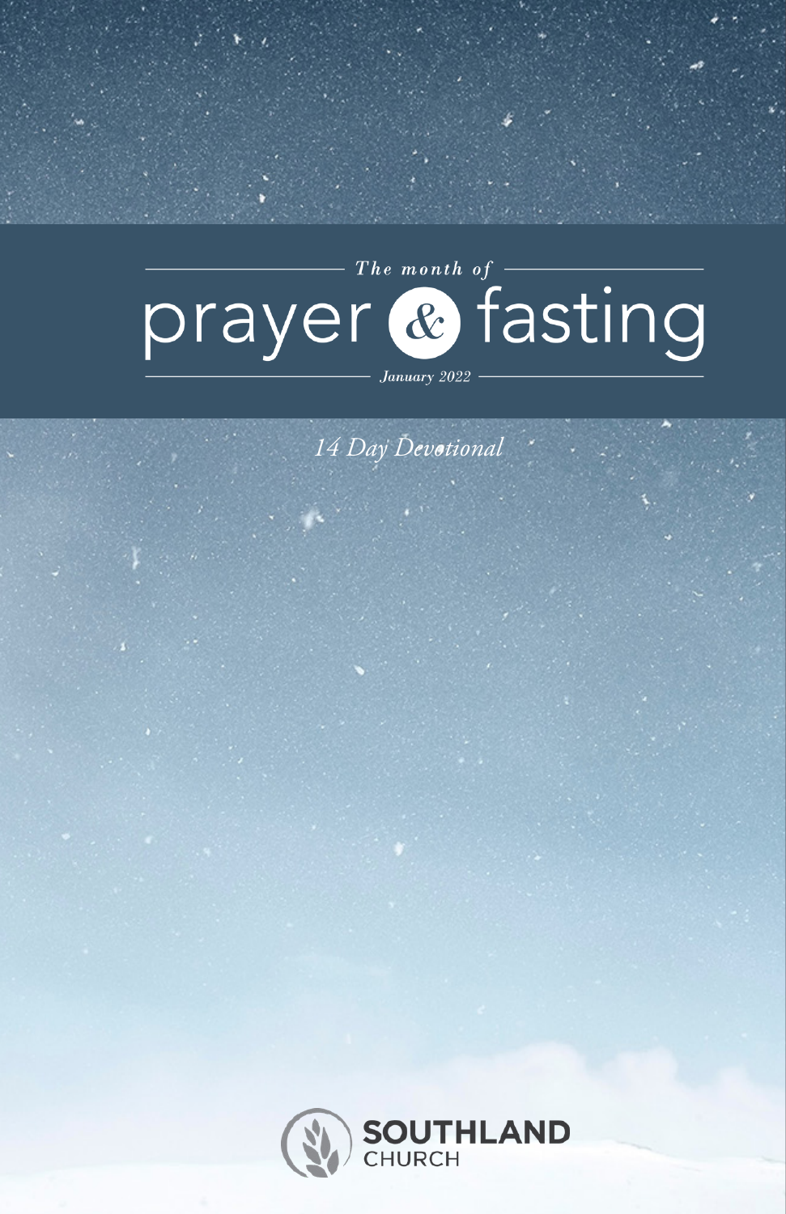*The month of*

# prayer & fasting

*January 2022*

*14 Day Devotional*

SOUTHLAND CHURCH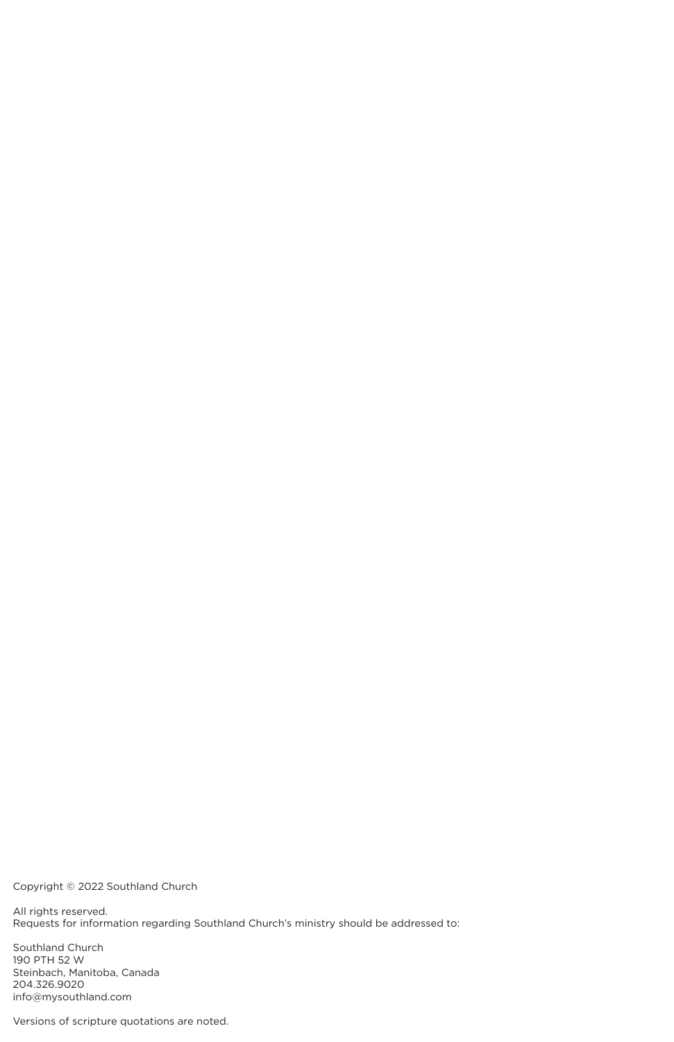Copyright © 2022 Southland Church

All rights reserved.
Requests for information regarding Southland Church's ministry should be addressed to:

Southland Church
190 PTH 52 W
Steinbach, Manitoba, Canada
204.326.9020
info@mysouthland.com

Versions of scripture quotations are noted.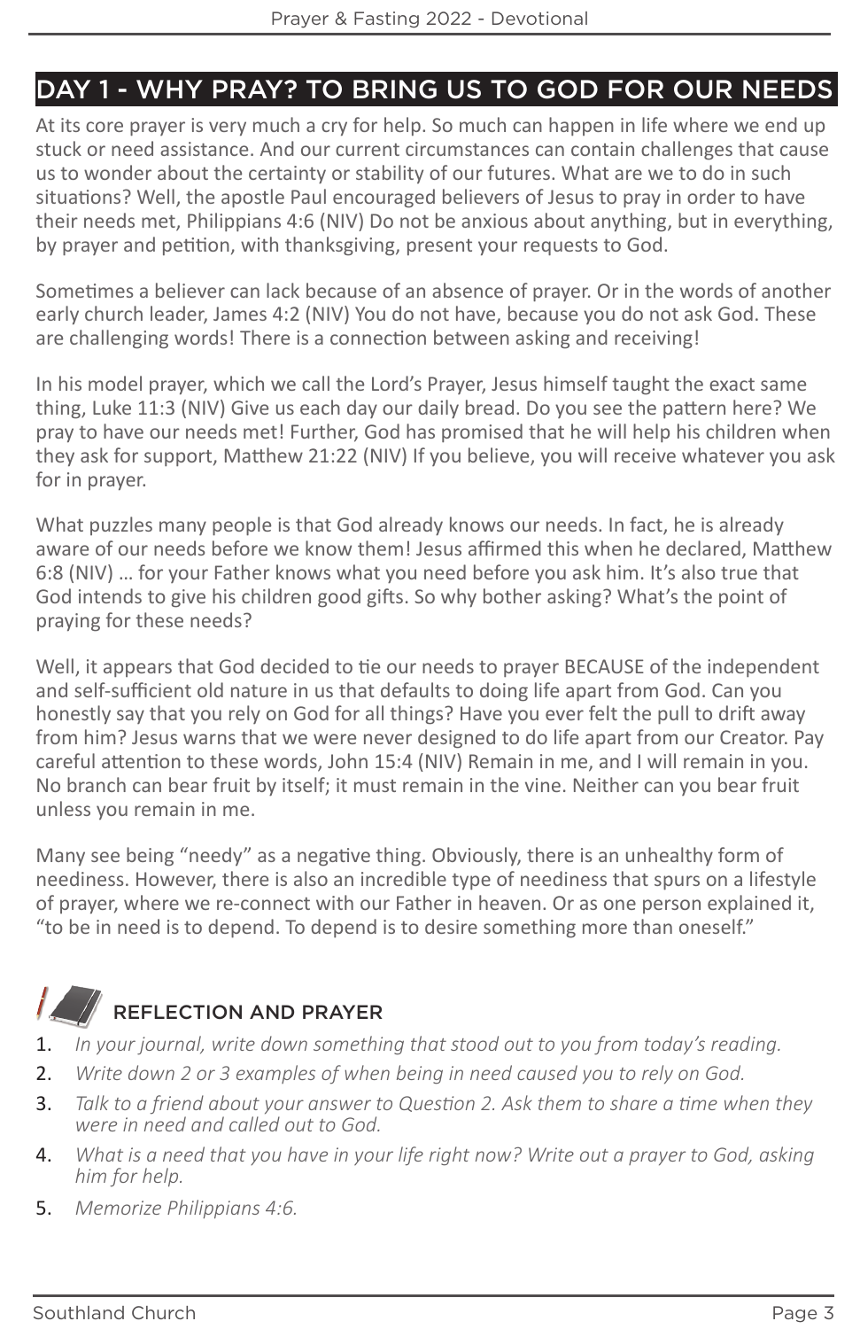## DAY 1 - WHY PRAY? TO BRING US TO GOD FOR OUR NEEDS

At its core prayer is very much a cry for help. So much can happen in life where we end up stuck or need assistance. And our current circumstances can contain challenges that cause us to wonder about the certainty or stability of our futures. What are we to do in such situations? Well, the apostle Paul encouraged believers of Jesus to pray in order to have their needs met, Philippians 4:6 (NIV) Do not be anxious about anything, but in everything, by prayer and petition, with thanksgiving, present your requests to God.

Sometimes a believer can lack because of an absence of prayer. Or in the words of another early church leader, James 4:2 (NIV) You do not have, because you do not ask God. These are challenging words! There is a connection between asking and receiving!

In his model prayer, which we call the Lord's Prayer, Jesus himself taught the exact same thing, Luke 11:3 (NIV) Give us each day our daily bread. Do you see the pattern here? We pray to have our needs met! Further, God has promised that he will help his children when they ask for support, Matthew 21:22 (NIV) If you believe, you will receive whatever you ask for in prayer.

What puzzles many people is that God already knows our needs. In fact, he is already aware of our needs before we know them! Jesus affirmed this when he declared, Matthew 6:8 (NIV) … for your Father knows what you need before you ask him. It's also true that God intends to give his children good gifts. So why bother asking? What's the point of praying for these needs?

Well, it appears that God decided to tie our needs to prayer BECAUSE of the independent and self-sufficient old nature in us that defaults to doing life apart from God. Can you honestly say that you rely on God for all things? Have you ever felt the pull to drift away from him? Jesus warns that we were never designed to do life apart from our Creator. Pay careful attention to these words, John 15:4 (NIV) Remain in me, and I will remain in you. No branch can bear fruit by itself; it must remain in the vine. Neither can you bear fruit unless you remain in me.

Many see being "needy" as a negative thing. Obviously, there is an unhealthy form of neediness. However, there is also an incredible type of neediness that spurs on a lifestyle of prayer, where we re-connect with our Father in heaven. Or as one person explained it, "to be in need is to depend. To depend is to desire something more than oneself."

### REFLECTION AND PRAYER

1. *In your journal, write down something that stood out to you from today's reading.*
2. *Write down 2 or 3 examples of when being in need caused you to rely on God.*
3. *Talk to a friend about your answer to Question 2. Ask them to share a time when they were in need and called out to God.*
4. *What is a need that you have in your life right now? Write out a prayer to God, asking him for help.*
5. *Memorize Philippians 4:6.*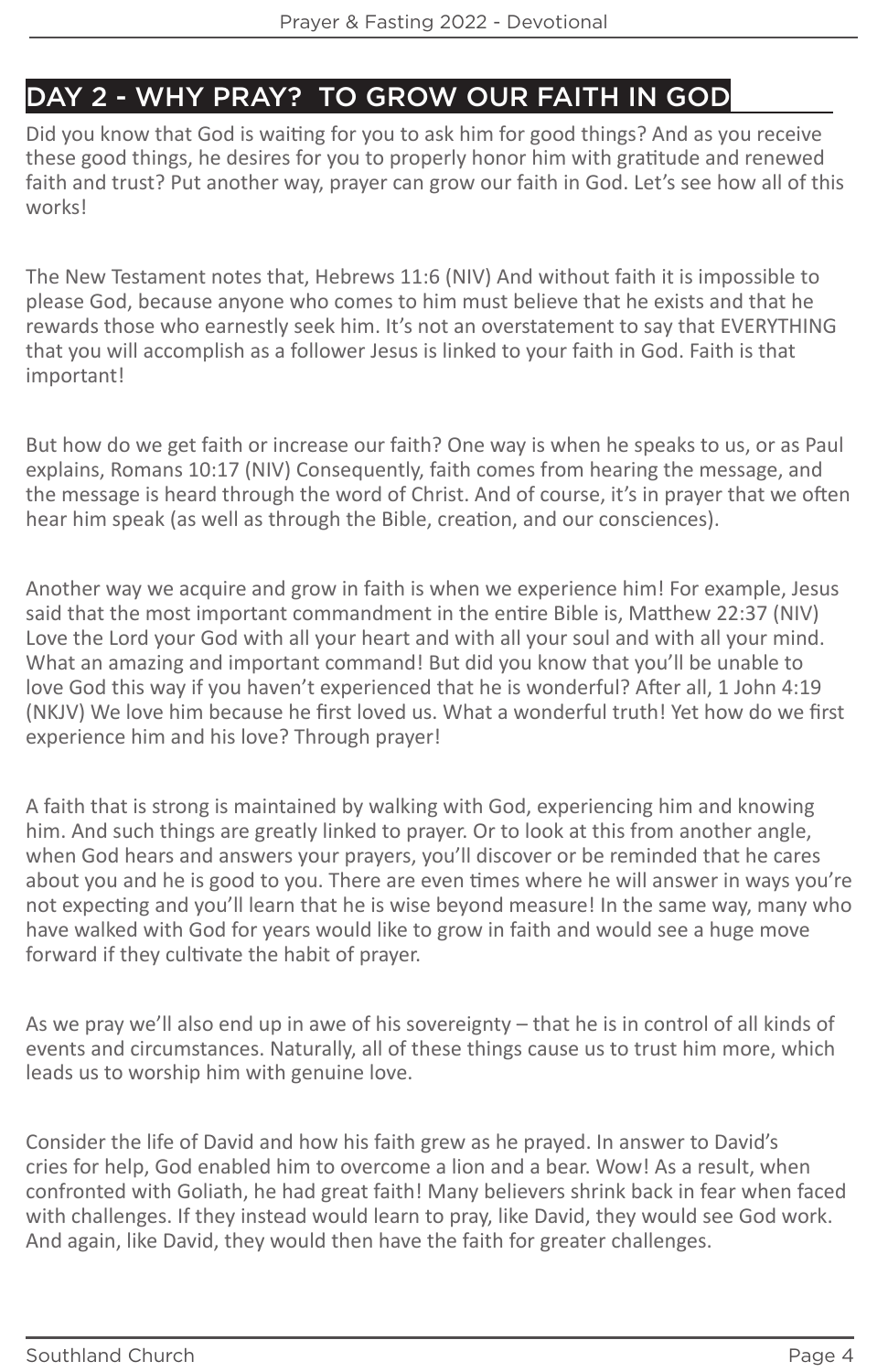## DAY 2 - WHY PRAY? TO GROW OUR FAITH IN GOD

Did you know that God is waiting for you to ask him for good things? And as you receive these good things, he desires for you to properly honor him with gratitude and renewed faith and trust? Put another way, prayer can grow our faith in God. Let's see how all of this works!

The New Testament notes that, Hebrews 11:6 (NIV) And without faith it is impossible to please God, because anyone who comes to him must believe that he exists and that he rewards those who earnestly seek him. It's not an overstatement to say that EVERYTHING that you will accomplish as a follower Jesus is linked to your faith in God. Faith is that important!

But how do we get faith or increase our faith? One way is when he speaks to us, or as Paul explains, Romans 10:17 (NIV) Consequently, faith comes from hearing the message, and the message is heard through the word of Christ. And of course, it's in prayer that we often hear him speak (as well as through the Bible, creation, and our consciences).

Another way we acquire and grow in faith is when we experience him! For example, Jesus said that the most important commandment in the entire Bible is, Matthew 22:37 (NIV) Love the Lord your God with all your heart and with all your soul and with all your mind. What an amazing and important command! But did you know that you'll be unable to love God this way if you haven't experienced that he is wonderful? After all, 1 John 4:19 (NKJV) We love him because he first loved us. What a wonderful truth! Yet how do we first experience him and his love? Through prayer!

A faith that is strong is maintained by walking with God, experiencing him and knowing him. And such things are greatly linked to prayer. Or to look at this from another angle, when God hears and answers your prayers, you'll discover or be reminded that he cares about you and he is good to you. There are even times where he will answer in ways you're not expecting and you'll learn that he is wise beyond measure! In the same way, many who have walked with God for years would like to grow in faith and would see a huge move forward if they cultivate the habit of prayer.

As we pray we'll also end up in awe of his sovereignty – that he is in control of all kinds of events and circumstances. Naturally, all of these things cause us to trust him more, which leads us to worship him with genuine love.

Consider the life of David and how his faith grew as he prayed. In answer to David's cries for help, God enabled him to overcome a lion and a bear. Wow! As a result, when confronted with Goliath, he had great faith! Many believers shrink back in fear when faced with challenges. If they instead would learn to pray, like David, they would see God work. And again, like David, they would then have the faith for greater challenges.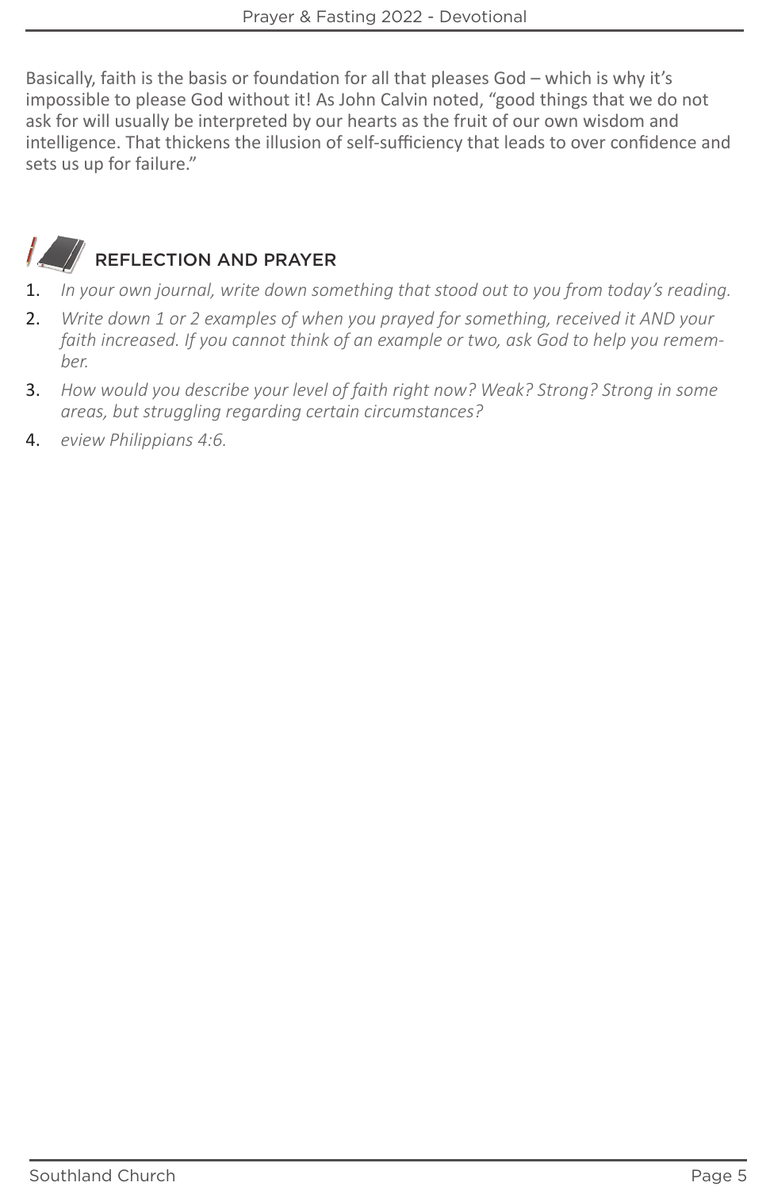Basically, faith is the basis or foundation for all that pleases God – which is why it's impossible to please God without it! As John Calvin noted, "good things that we do not ask for will usually be interpreted by our hearts as the fruit of our own wisdom and intelligence. That thickens the illusion of self-sufficiency that leads to over confidence and sets us up for failure."

## REFLECTION AND PRAYER

1. *In your own journal, write down something that stood out to you from today's reading.*
2. *Write down 1 or 2 examples of when you prayed for something, received it AND your faith increased. If you cannot think of an example or two, ask God to help you remember.*
3. *How would you describe your level of faith right now? Weak? Strong? Strong in some areas, but struggling regarding certain circumstances?*
4. *eview Philippians 4:6.*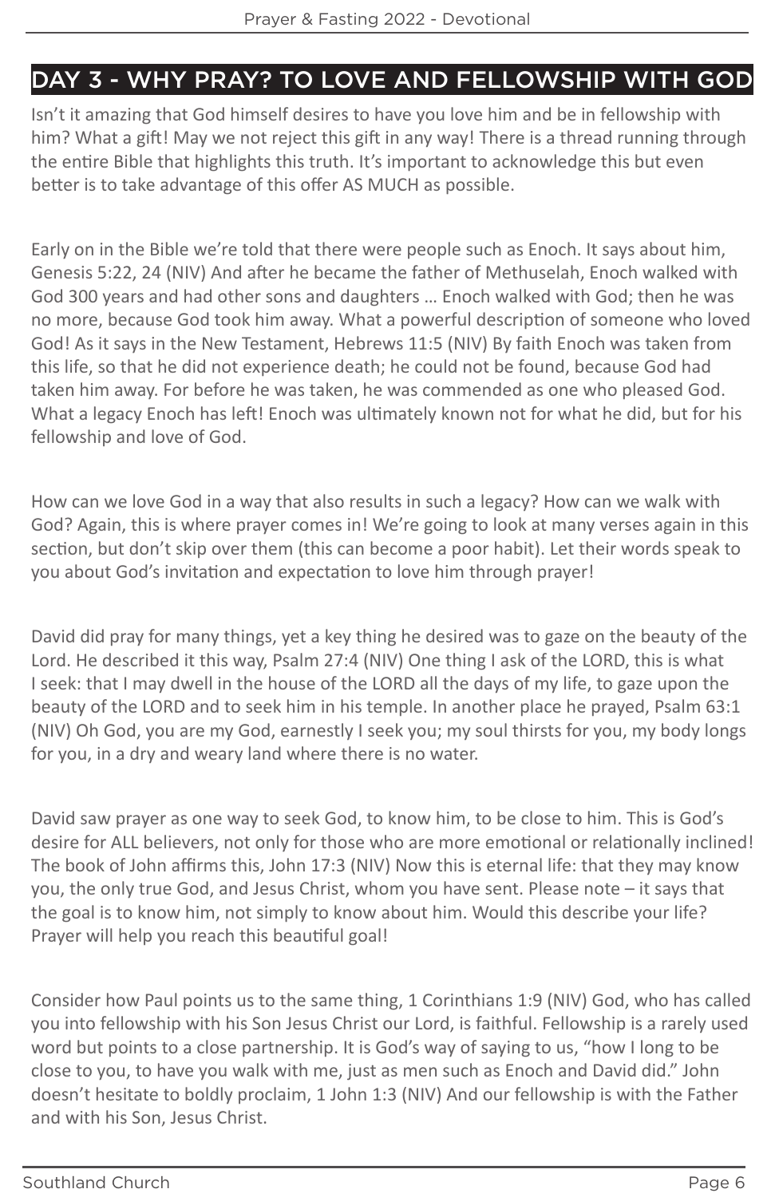## DAY 3 - WHY PRAY? TO LOVE AND FELLOWSHIP WITH GOD

Isn't it amazing that God himself desires to have you love him and be in fellowship with him? What a gift! May we not reject this gift in any way! There is a thread running through the entire Bible that highlights this truth. It's important to acknowledge this but even better is to take advantage of this offer AS MUCH as possible.

Early on in the Bible we're told that there were people such as Enoch. It says about him, Genesis 5:22, 24 (NIV) And after he became the father of Methuselah, Enoch walked with God 300 years and had other sons and daughters … Enoch walked with God; then he was no more, because God took him away. What a powerful description of someone who loved God! As it says in the New Testament, Hebrews 11:5 (NIV) By faith Enoch was taken from this life, so that he did not experience death; he could not be found, because God had taken him away. For before he was taken, he was commended as one who pleased God. What a legacy Enoch has left! Enoch was ultimately known not for what he did, but for his fellowship and love of God.

How can we love God in a way that also results in such a legacy? How can we walk with God? Again, this is where prayer comes in! We're going to look at many verses again in this section, but don't skip over them (this can become a poor habit). Let their words speak to you about God's invitation and expectation to love him through prayer!

David did pray for many things, yet a key thing he desired was to gaze on the beauty of the Lord. He described it this way, Psalm 27:4 (NIV) One thing I ask of the LORD, this is what I seek: that I may dwell in the house of the LORD all the days of my life, to gaze upon the beauty of the LORD and to seek him in his temple. In another place he prayed, Psalm 63:1 (NIV) Oh God, you are my God, earnestly I seek you; my soul thirsts for you, my body longs for you, in a dry and weary land where there is no water.

David saw prayer as one way to seek God, to know him, to be close to him. This is God's desire for ALL believers, not only for those who are more emotional or relationally inclined! The book of John affirms this, John 17:3 (NIV) Now this is eternal life: that they may know you, the only true God, and Jesus Christ, whom you have sent. Please note – it says that the goal is to know him, not simply to know about him. Would this describe your life? Prayer will help you reach this beautiful goal!

Consider how Paul points us to the same thing, 1 Corinthians 1:9 (NIV) God, who has called you into fellowship with his Son Jesus Christ our Lord, is faithful. Fellowship is a rarely used word but points to a close partnership. It is God's way of saying to us, "how I long to be close to you, to have you walk with me, just as men such as Enoch and David did." John doesn't hesitate to boldly proclaim, 1 John 1:3 (NIV) And our fellowship is with the Father and with his Son, Jesus Christ.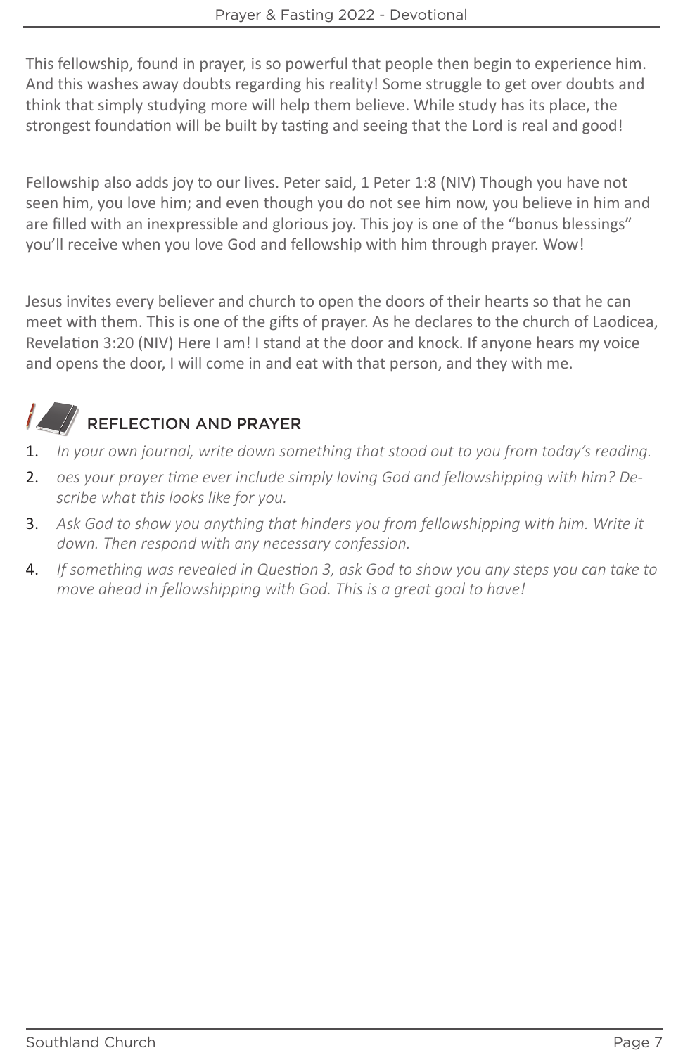This fellowship, found in prayer, is so powerful that people then begin to experience him. And this washes away doubts regarding his reality! Some struggle to get over doubts and think that simply studying more will help them believe. While study has its place, the strongest foundation will be built by tasting and seeing that the Lord is real and good!

Fellowship also adds joy to our lives. Peter said, 1 Peter 1:8 (NIV) Though you have not seen him, you love him; and even though you do not see him now, you believe in him and are filled with an inexpressible and glorious joy. This joy is one of the "bonus blessings" you'll receive when you love God and fellowship with him through prayer. Wow!

Jesus invites every believer and church to open the doors of their hearts so that he can meet with them. This is one of the gifts of prayer. As he declares to the church of Laodicea, Revelation 3:20 (NIV) Here I am! I stand at the door and knock. If anyone hears my voice and opens the door, I will come in and eat with that person, and they with me.

## REFLECTION AND PRAYER

1. *In your own journal, write down something that stood out to you from today's reading.*
2. *oes your prayer time ever include simply loving God and fellowshipping with him? Describe what this looks like for you.*
3. *Ask God to show you anything that hinders you from fellowshipping with him. Write it down. Then respond with any necessary confession.*
4. *If something was revealed in Question 3, ask God to show you any steps you can take to move ahead in fellowshipping with God. This is a great goal to have!*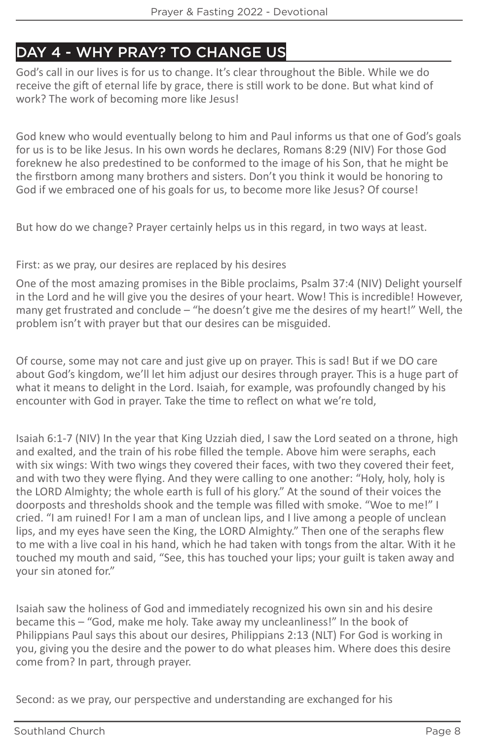## DAY 4 - WHY PRAY? TO CHANGE US

God's call in our lives is for us to change. It's clear throughout the Bible. While we do receive the gift of eternal life by grace, there is still work to be done. But what kind of work? The work of becoming more like Jesus!

God knew who would eventually belong to him and Paul informs us that one of God's goals for us is to be like Jesus. In his own words he declares, Romans 8:29 (NIV) For those God foreknew he also predestined to be conformed to the image of his Son, that he might be the firstborn among many brothers and sisters. Don't you think it would be honoring to God if we embraced one of his goals for us, to become more like Jesus? Of course!

But how do we change? Prayer certainly helps us in this regard, in two ways at least.

First: as we pray, our desires are replaced by his desires

One of the most amazing promises in the Bible proclaims, Psalm 37:4 (NIV) Delight yourself in the Lord and he will give you the desires of your heart. Wow! This is incredible! However, many get frustrated and conclude – "he doesn't give me the desires of my heart!" Well, the problem isn't with prayer but that our desires can be misguided.

Of course, some may not care and just give up on prayer. This is sad! But if we DO care about God's kingdom, we'll let him adjust our desires through prayer. This is a huge part of what it means to delight in the Lord. Isaiah, for example, was profoundly changed by his encounter with God in prayer. Take the time to reflect on what we're told,

Isaiah 6:1-7 (NIV) In the year that King Uzziah died, I saw the Lord seated on a throne, high and exalted, and the train of his robe filled the temple. Above him were seraphs, each with six wings: With two wings they covered their faces, with two they covered their feet, and with two they were flying. And they were calling to one another: "Holy, holy, holy is the LORD Almighty; the whole earth is full of his glory." At the sound of their voices the doorposts and thresholds shook and the temple was filled with smoke. "Woe to me!" I cried. "I am ruined! For I am a man of unclean lips, and I live among a people of unclean lips, and my eyes have seen the King, the LORD Almighty." Then one of the seraphs flew to me with a live coal in his hand, which he had taken with tongs from the altar. With it he touched my mouth and said, "See, this has touched your lips; your guilt is taken away and your sin atoned for."

Isaiah saw the holiness of God and immediately recognized his own sin and his desire became this – "God, make me holy. Take away my uncleanliness!" In the book of Philippians Paul says this about our desires, Philippians 2:13 (NLT) For God is working in you, giving you the desire and the power to do what pleases him. Where does this desire come from? In part, through prayer.

Second: as we pray, our perspective and understanding are exchanged for his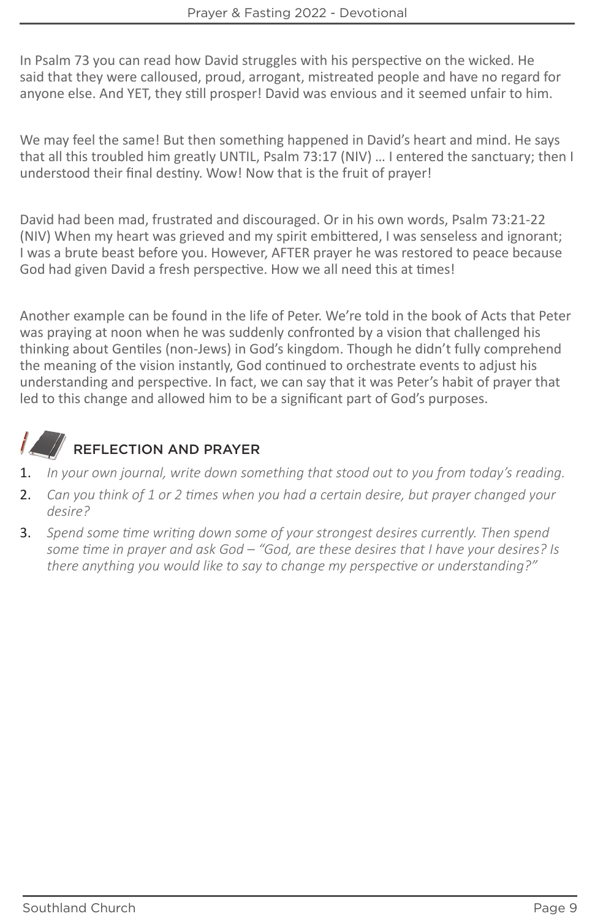In Psalm 73 you can read how David struggles with his perspective on the wicked. He said that they were calloused, proud, arrogant, mistreated people and have no regard for anyone else. And YET, they still prosper! David was envious and it seemed unfair to him.

We may feel the same! But then something happened in David's heart and mind. He says that all this troubled him greatly UNTIL, Psalm 73:17 (NIV) … I entered the sanctuary; then I understood their final destiny. Wow! Now that is the fruit of prayer!

David had been mad, frustrated and discouraged. Or in his own words, Psalm 73:21-22 (NIV) When my heart was grieved and my spirit embittered, I was senseless and ignorant; I was a brute beast before you. However, AFTER prayer he was restored to peace because God had given David a fresh perspective. How we all need this at times!

Another example can be found in the life of Peter. We're told in the book of Acts that Peter was praying at noon when he was suddenly confronted by a vision that challenged his thinking about Gentiles (non-Jews) in God's kingdom. Though he didn't fully comprehend the meaning of the vision instantly, God continued to orchestrate events to adjust his understanding and perspective. In fact, we can say that it was Peter's habit of prayer that led to this change and allowed him to be a significant part of God's purposes.

## REFLECTION AND PRAYER

1. *In your own journal, write down something that stood out to you from today's reading.*
2. *Can you think of 1 or 2 times when you had a certain desire, but prayer changed your desire?*
3. *Spend some time writing down some of your strongest desires currently. Then spend some time in prayer and ask God – "God, are these desires that I have your desires? Is there anything you would like to say to change my perspective or understanding?"*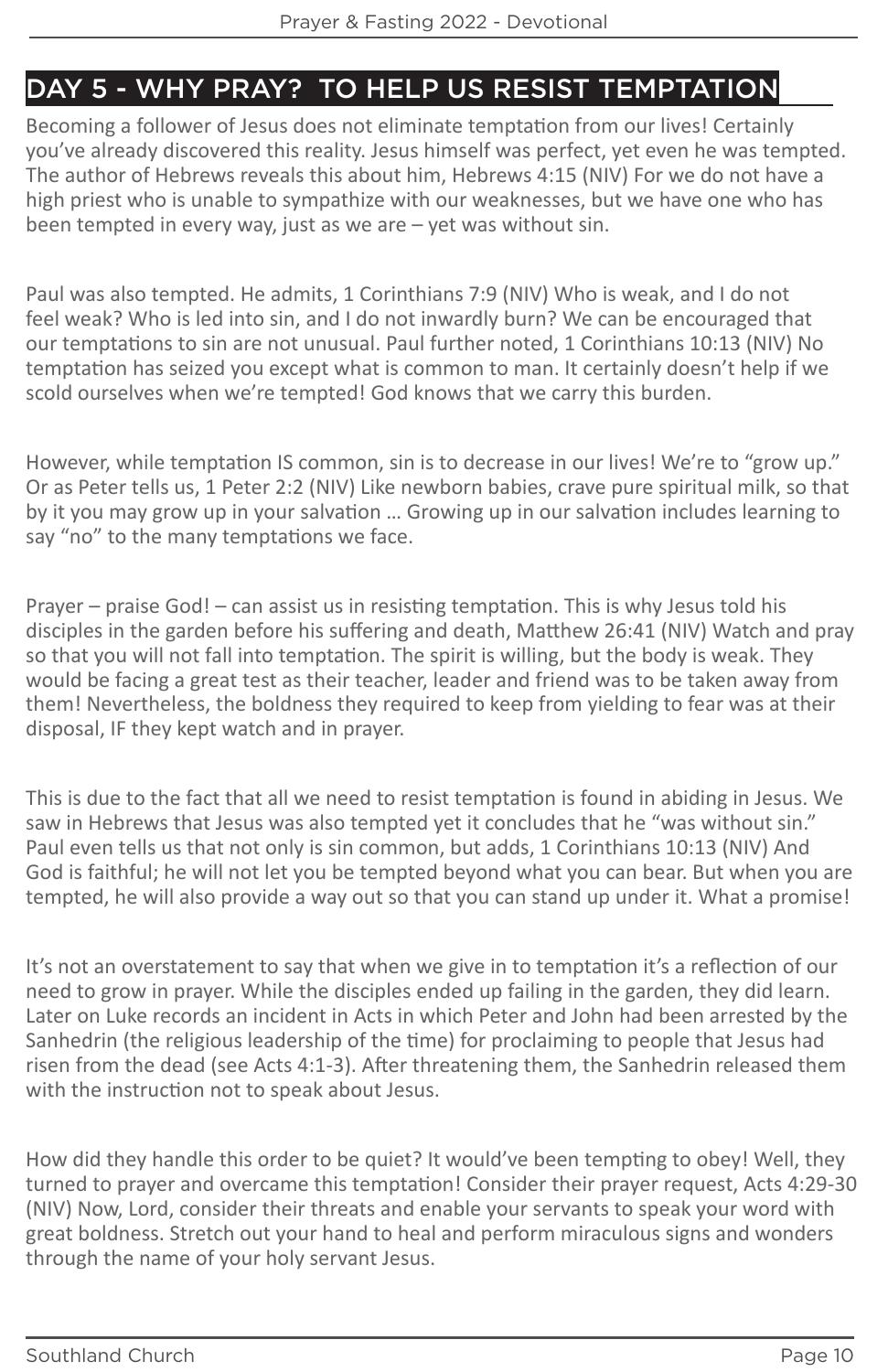## DAY 5 - WHY PRAY? TO HELP US RESIST TEMPTATION

Becoming a follower of Jesus does not eliminate temptation from our lives! Certainly you've already discovered this reality. Jesus himself was perfect, yet even he was tempted. The author of Hebrews reveals this about him, Hebrews 4:15 (NIV) For we do not have a high priest who is unable to sympathize with our weaknesses, but we have one who has been tempted in every way, just as we are – yet was without sin.

Paul was also tempted. He admits, 1 Corinthians 7:9 (NIV) Who is weak, and I do not feel weak? Who is led into sin, and I do not inwardly burn? We can be encouraged that our temptations to sin are not unusual. Paul further noted, 1 Corinthians 10:13 (NIV) No temptation has seized you except what is common to man. It certainly doesn't help if we scold ourselves when we're tempted! God knows that we carry this burden.

However, while temptation IS common, sin is to decrease in our lives! We're to "grow up." Or as Peter tells us, 1 Peter 2:2 (NIV) Like newborn babies, crave pure spiritual milk, so that by it you may grow up in your salvation … Growing up in our salvation includes learning to say "no" to the many temptations we face.

Prayer – praise God! – can assist us in resisting temptation. This is why Jesus told his disciples in the garden before his suffering and death, Matthew 26:41 (NIV) Watch and pray so that you will not fall into temptation. The spirit is willing, but the body is weak. They would be facing a great test as their teacher, leader and friend was to be taken away from them! Nevertheless, the boldness they required to keep from yielding to fear was at their disposal, IF they kept watch and in prayer.

This is due to the fact that all we need to resist temptation is found in abiding in Jesus. We saw in Hebrews that Jesus was also tempted yet it concludes that he "was without sin." Paul even tells us that not only is sin common, but adds, 1 Corinthians 10:13 (NIV) And God is faithful; he will not let you be tempted beyond what you can bear. But when you are tempted, he will also provide a way out so that you can stand up under it. What a promise!

It's not an overstatement to say that when we give in to temptation it's a reflection of our need to grow in prayer. While the disciples ended up failing in the garden, they did learn. Later on Luke records an incident in Acts in which Peter and John had been arrested by the Sanhedrin (the religious leadership of the time) for proclaiming to people that Jesus had risen from the dead (see Acts 4:1-3). After threatening them, the Sanhedrin released them with the instruction not to speak about Jesus.

How did they handle this order to be quiet? It would've been tempting to obey! Well, they turned to prayer and overcame this temptation! Consider their prayer request, Acts 4:29-30 (NIV) Now, Lord, consider their threats and enable your servants to speak your word with great boldness. Stretch out your hand to heal and perform miraculous signs and wonders through the name of your holy servant Jesus.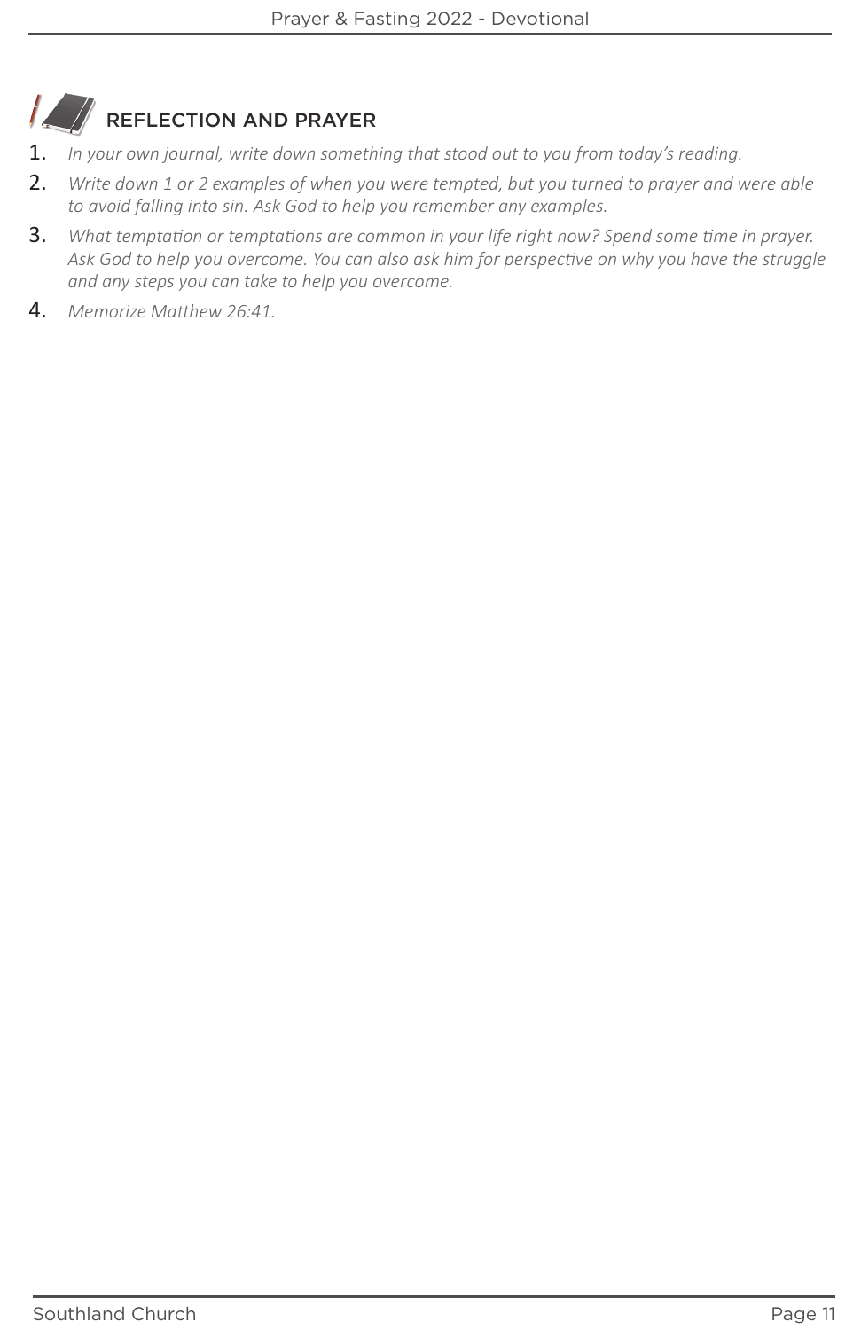## REFLECTION AND PRAYER

1. *In your own journal, write down something that stood out to you from today's reading.*
2. *Write down 1 or 2 examples of when you were tempted, but you turned to prayer and were able to avoid falling into sin. Ask God to help you remember any examples.*
3. *What temptation or temptations are common in your life right now? Spend some time in prayer. Ask God to help you overcome. You can also ask him for perspective on why you have the struggle and any steps you can take to help you overcome.*
4. *Memorize Matthew 26:41.*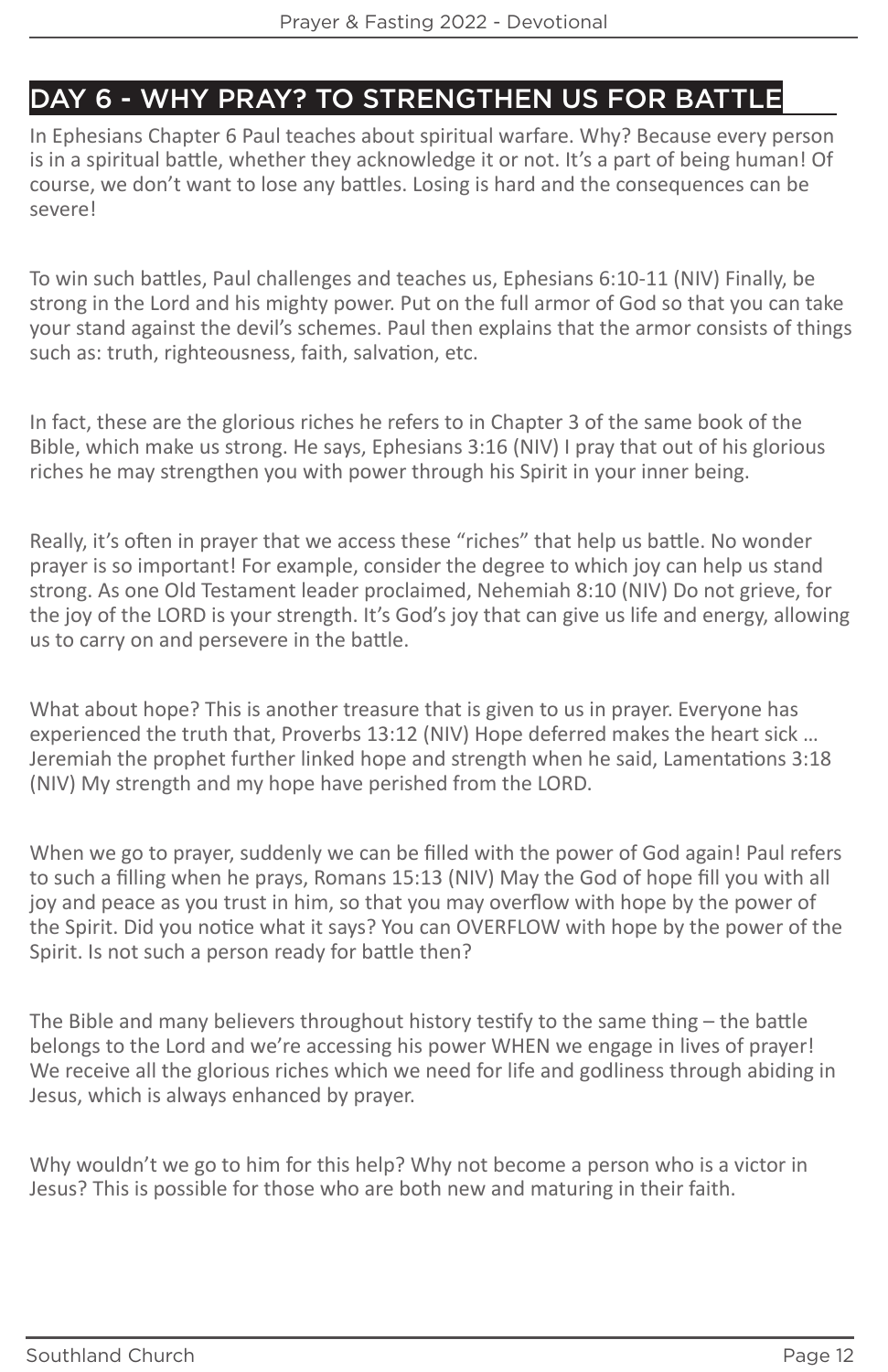## DAY 6 - WHY PRAY? TO STRENGTHEN US FOR BATTLE

In Ephesians Chapter 6 Paul teaches about spiritual warfare. Why? Because every person is in a spiritual battle, whether they acknowledge it or not. It's a part of being human! Of course, we don't want to lose any battles. Losing is hard and the consequences can be severe!

To win such battles, Paul challenges and teaches us, Ephesians 6:10-11 (NIV) Finally, be strong in the Lord and his mighty power. Put on the full armor of God so that you can take your stand against the devil's schemes. Paul then explains that the armor consists of things such as: truth, righteousness, faith, salvation, etc.

In fact, these are the glorious riches he refers to in Chapter 3 of the same book of the Bible, which make us strong. He says, Ephesians 3:16 (NIV) I pray that out of his glorious riches he may strengthen you with power through his Spirit in your inner being.

Really, it's often in prayer that we access these "riches" that help us battle. No wonder prayer is so important! For example, consider the degree to which joy can help us stand strong. As one Old Testament leader proclaimed, Nehemiah 8:10 (NIV) Do not grieve, for the joy of the LORD is your strength. It's God's joy that can give us life and energy, allowing us to carry on and persevere in the battle.

What about hope? This is another treasure that is given to us in prayer. Everyone has experienced the truth that, Proverbs 13:12 (NIV) Hope deferred makes the heart sick … Jeremiah the prophet further linked hope and strength when he said, Lamentations 3:18 (NIV) My strength and my hope have perished from the LORD.

When we go to prayer, suddenly we can be filled with the power of God again! Paul refers to such a filling when he prays, Romans 15:13 (NIV) May the God of hope fill you with all joy and peace as you trust in him, so that you may overflow with hope by the power of the Spirit. Did you notice what it says? You can OVERFLOW with hope by the power of the Spirit. Is not such a person ready for battle then?

The Bible and many believers throughout history testify to the same thing – the battle belongs to the Lord and we're accessing his power WHEN we engage in lives of prayer! We receive all the glorious riches which we need for life and godliness through abiding in Jesus, which is always enhanced by prayer.

Why wouldn't we go to him for this help? Why not become a person who is a victor in Jesus? This is possible for those who are both new and maturing in their faith.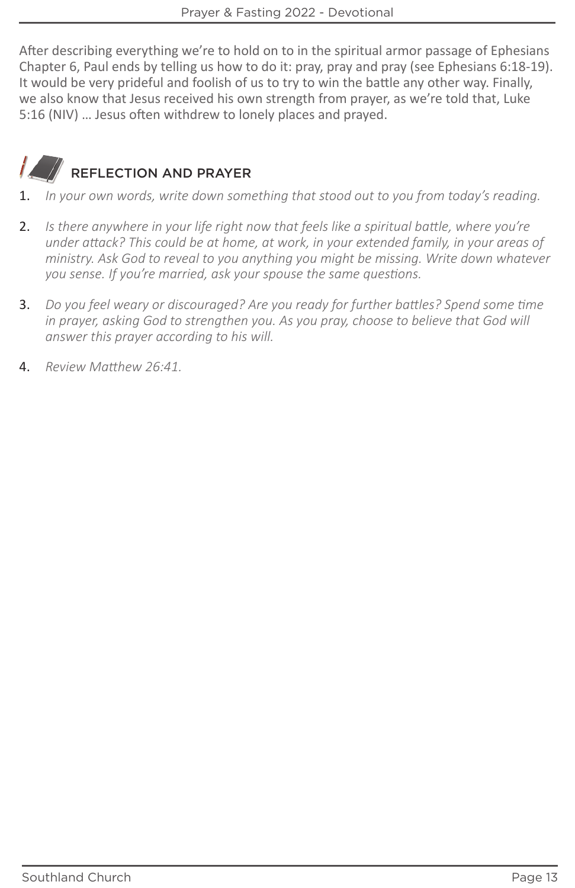After describing everything we're to hold on to in the spiritual armor passage of Ephesians Chapter 6, Paul ends by telling us how to do it: pray, pray and pray (see Ephesians 6:18-19). It would be very prideful and foolish of us to try to win the battle any other way. Finally, we also know that Jesus received his own strength from prayer, as we're told that, Luke 5:16 (NIV) … Jesus often withdrew to lonely places and prayed.

## REFLECTION AND PRAYER

1. *In your own words, write down something that stood out to you from today's reading.*

2. *Is there anywhere in your life right now that feels like a spiritual battle, where you're under attack? This could be at home, at work, in your extended family, in your areas of ministry. Ask God to reveal to you anything you might be missing. Write down whatever you sense. If you're married, ask your spouse the same questions.*

3. *Do you feel weary or discouraged? Are you ready for further battles? Spend some time in prayer, asking God to strengthen you. As you pray, choose to believe that God will answer this prayer according to his will.*

4. *Review Matthew 26:41.*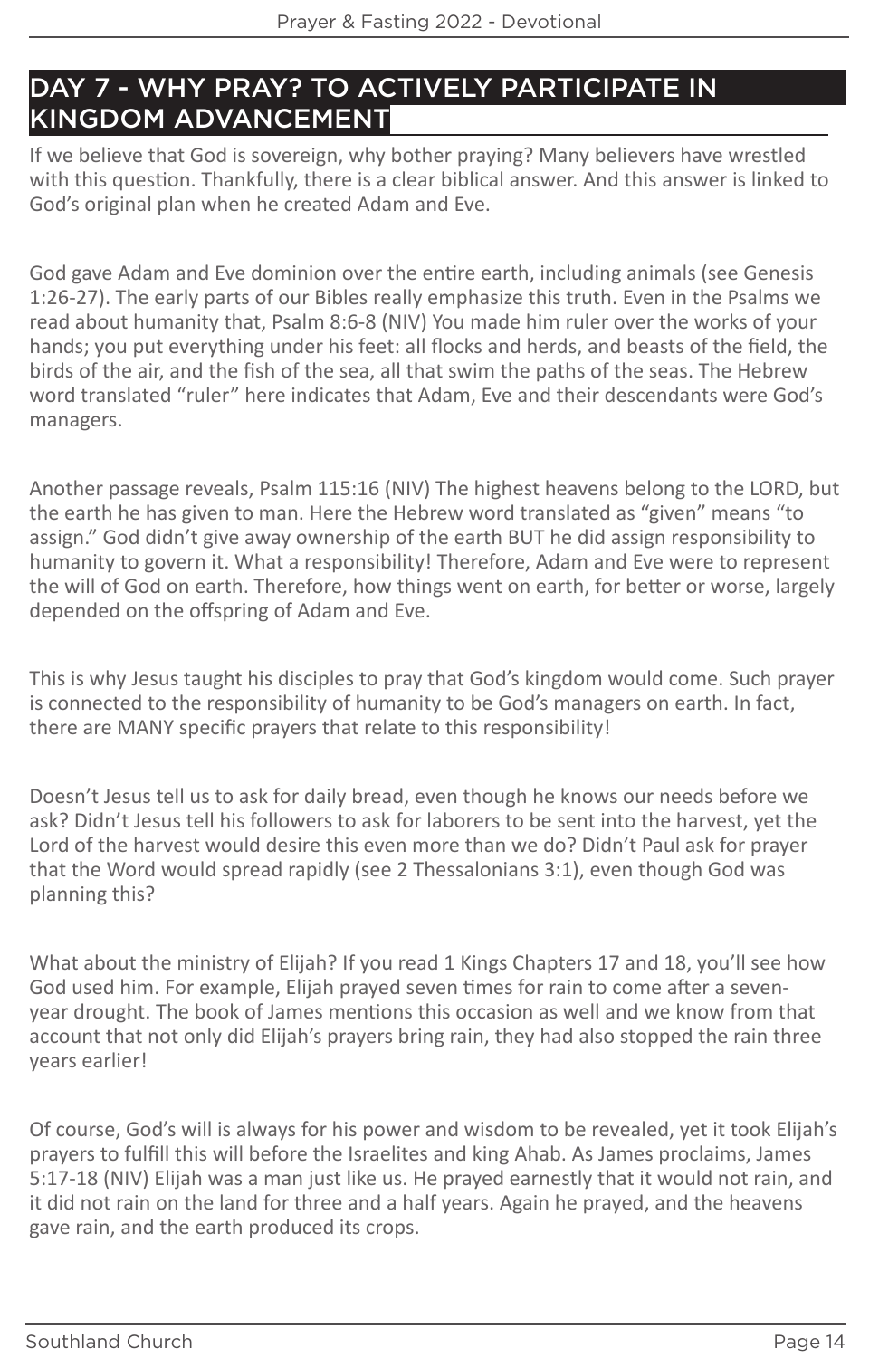## DAY 7 - WHY PRAY? TO ACTIVELY PARTICIPATE IN KINGDOM ADVANCEMENT

If we believe that God is sovereign, why bother praying? Many believers have wrestled with this question. Thankfully, there is a clear biblical answer. And this answer is linked to God's original plan when he created Adam and Eve.

God gave Adam and Eve dominion over the entire earth, including animals (see Genesis 1:26-27). The early parts of our Bibles really emphasize this truth. Even in the Psalms we read about humanity that, Psalm 8:6-8 (NIV) You made him ruler over the works of your hands; you put everything under his feet: all flocks and herds, and beasts of the field, the birds of the air, and the fish of the sea, all that swim the paths of the seas. The Hebrew word translated "ruler" here indicates that Adam, Eve and their descendants were God's managers.

Another passage reveals, Psalm 115:16 (NIV) The highest heavens belong to the LORD, but the earth he has given to man. Here the Hebrew word translated as "given" means "to assign." God didn't give away ownership of the earth BUT he did assign responsibility to humanity to govern it. What a responsibility! Therefore, Adam and Eve were to represent the will of God on earth. Therefore, how things went on earth, for better or worse, largely depended on the offspring of Adam and Eve.

This is why Jesus taught his disciples to pray that God's kingdom would come. Such prayer is connected to the responsibility of humanity to be God's managers on earth. In fact, there are MANY specific prayers that relate to this responsibility!

Doesn't Jesus tell us to ask for daily bread, even though he knows our needs before we ask? Didn't Jesus tell his followers to ask for laborers to be sent into the harvest, yet the Lord of the harvest would desire this even more than we do? Didn't Paul ask for prayer that the Word would spread rapidly (see 2 Thessalonians 3:1), even though God was planning this?

What about the ministry of Elijah? If you read 1 Kings Chapters 17 and 18, you'll see how God used him. For example, Elijah prayed seven times for rain to come after a seven-year drought. The book of James mentions this occasion as well and we know from that account that not only did Elijah's prayers bring rain, they had also stopped the rain three years earlier!

Of course, God's will is always for his power and wisdom to be revealed, yet it took Elijah's prayers to fulfill this will before the Israelites and king Ahab. As James proclaims, James 5:17-18 (NIV) Elijah was a man just like us. He prayed earnestly that it would not rain, and it did not rain on the land for three and a half years. Again he prayed, and the heavens gave rain, and the earth produced its crops.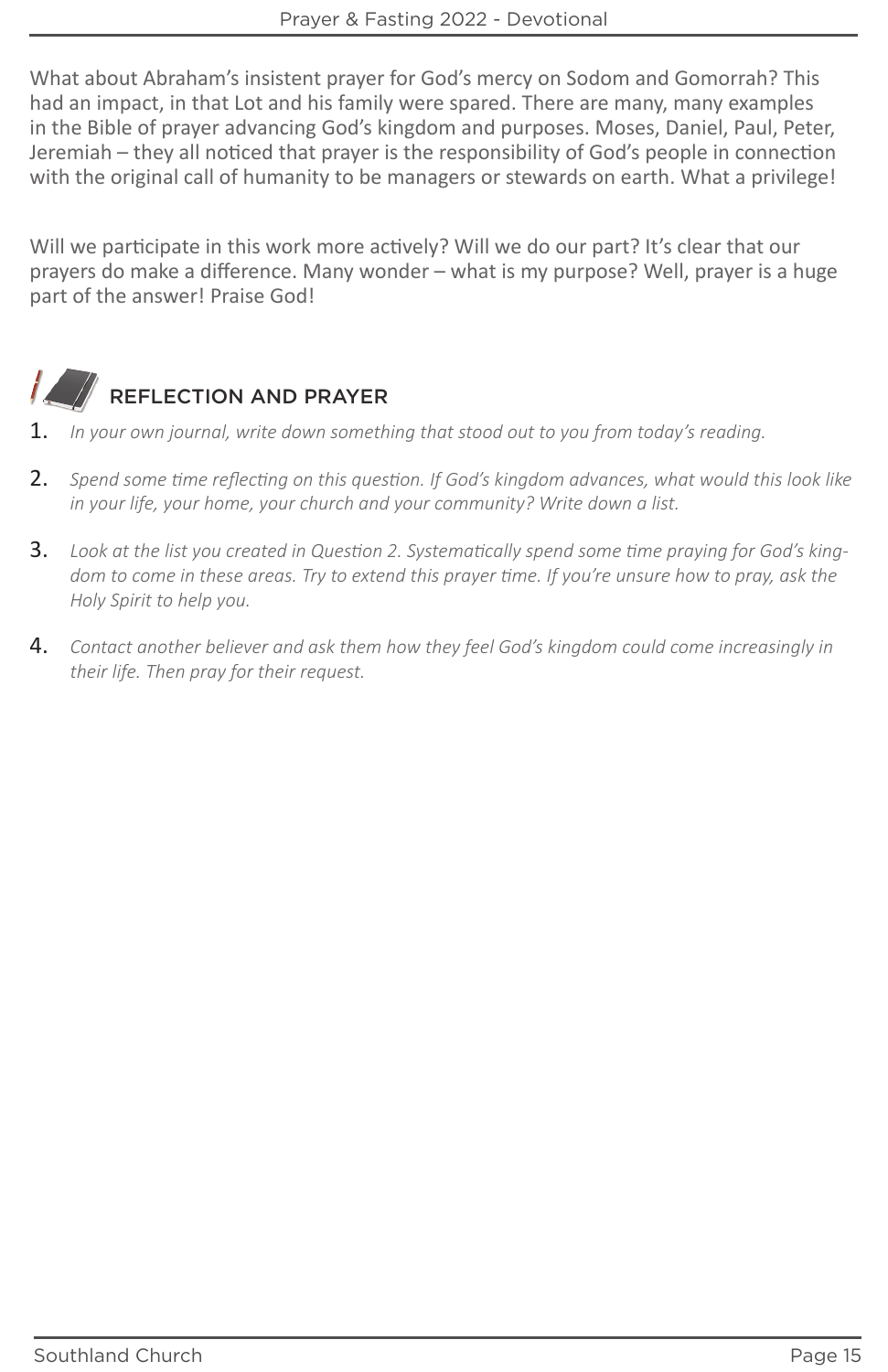What about Abraham's insistent prayer for God's mercy on Sodom and Gomorrah? This had an impact, in that Lot and his family were spared. There are many, many examples in the Bible of prayer advancing God's kingdom and purposes. Moses, Daniel, Paul, Peter, Jeremiah – they all noticed that prayer is the responsibility of God's people in connection with the original call of humanity to be managers or stewards on earth. What a privilege!

Will we participate in this work more actively? Will we do our part? It's clear that our prayers do make a difference. Many wonder – what is my purpose? Well, prayer is a huge part of the answer! Praise God!

## REFLECTION AND PRAYER

1. *In your own journal, write down something that stood out to you from today's reading.*
2. *Spend some time reflecting on this question. If God's kingdom advances, what would this look like in your life, your home, your church and your community? Write down a list.*
3. *Look at the list you created in Question 2. Systematically spend some time praying for God's kingdom to come in these areas. Try to extend this prayer time. If you're unsure how to pray, ask the Holy Spirit to help you.*
4. *Contact another believer and ask them how they feel God's kingdom could come increasingly in their life. Then pray for their request.*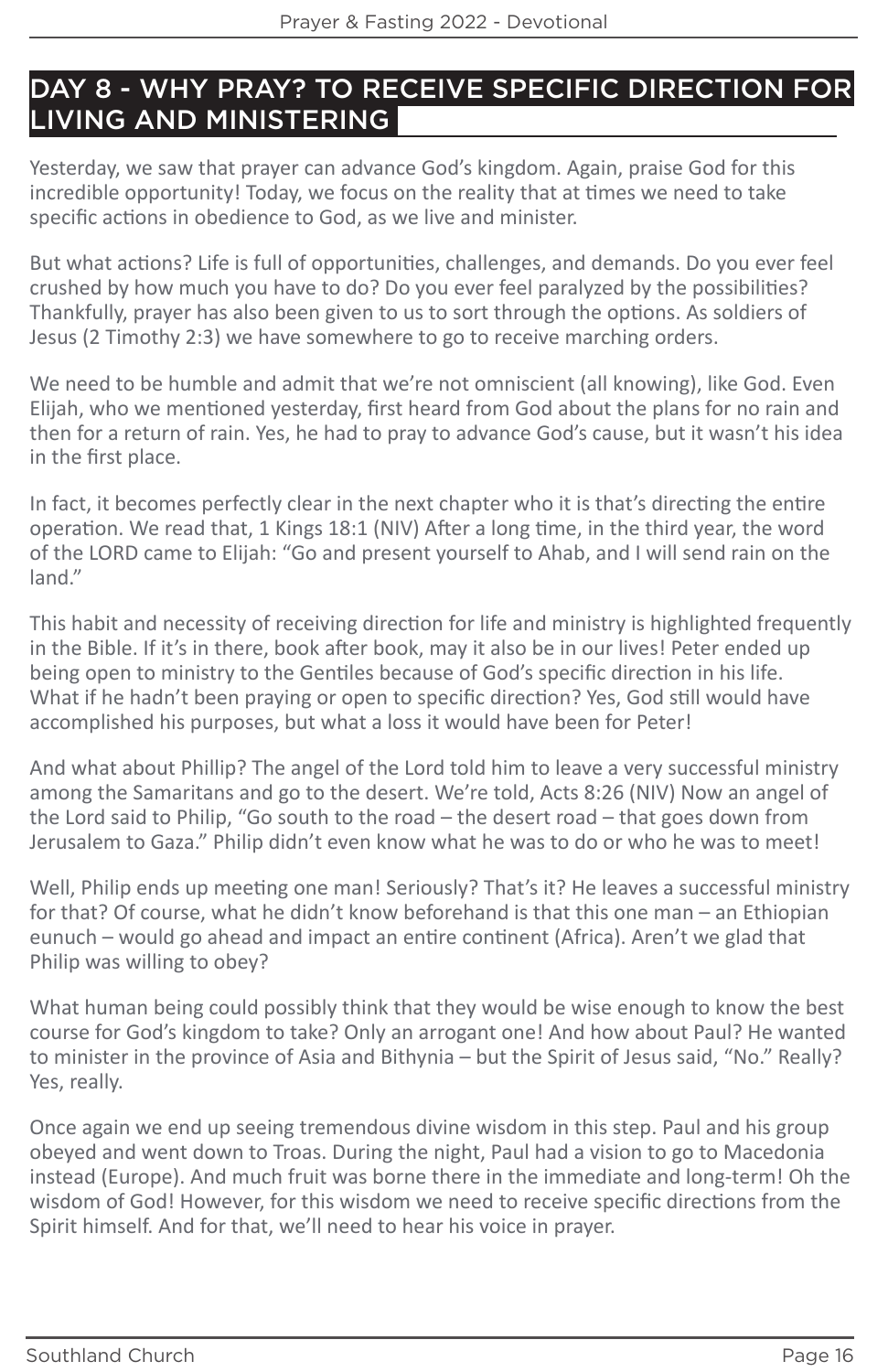## DAY 8 - WHY PRAY? TO RECEIVE SPECIFIC DIRECTION FOR LIVING AND MINISTERING

Yesterday, we saw that prayer can advance God's kingdom. Again, praise God for this incredible opportunity! Today, we focus on the reality that at times we need to take specific actions in obedience to God, as we live and minister.

But what actions? Life is full of opportunities, challenges, and demands. Do you ever feel crushed by how much you have to do? Do you ever feel paralyzed by the possibilities? Thankfully, prayer has also been given to us to sort through the options. As soldiers of Jesus (2 Timothy 2:3) we have somewhere to go to receive marching orders.

We need to be humble and admit that we're not omniscient (all knowing), like God. Even Elijah, who we mentioned yesterday, first heard from God about the plans for no rain and then for a return of rain. Yes, he had to pray to advance God's cause, but it wasn't his idea in the first place.

In fact, it becomes perfectly clear in the next chapter who it is that's directing the entire operation. We read that, 1 Kings 18:1 (NIV) After a long time, in the third year, the word of the LORD came to Elijah: "Go and present yourself to Ahab, and I will send rain on the land."

This habit and necessity of receiving direction for life and ministry is highlighted frequently in the Bible. If it's in there, book after book, may it also be in our lives! Peter ended up being open to ministry to the Gentiles because of God's specific direction in his life. What if he hadn't been praying or open to specific direction? Yes, God still would have accomplished his purposes, but what a loss it would have been for Peter!

And what about Phillip? The angel of the Lord told him to leave a very successful ministry among the Samaritans and go to the desert. We're told, Acts 8:26 (NIV) Now an angel of the Lord said to Philip, "Go south to the road – the desert road – that goes down from Jerusalem to Gaza." Philip didn't even know what he was to do or who he was to meet!

Well, Philip ends up meeting one man! Seriously? That's it? He leaves a successful ministry for that? Of course, what he didn't know beforehand is that this one man – an Ethiopian eunuch – would go ahead and impact an entire continent (Africa). Aren't we glad that Philip was willing to obey?

What human being could possibly think that they would be wise enough to know the best course for God's kingdom to take? Only an arrogant one! And how about Paul? He wanted to minister in the province of Asia and Bithynia – but the Spirit of Jesus said, "No." Really? Yes, really.

Once again we end up seeing tremendous divine wisdom in this step. Paul and his group obeyed and went down to Troas. During the night, Paul had a vision to go to Macedonia instead (Europe). And much fruit was borne there in the immediate and long-term! Oh the wisdom of God! However, for this wisdom we need to receive specific directions from the Spirit himself. And for that, we'll need to hear his voice in prayer.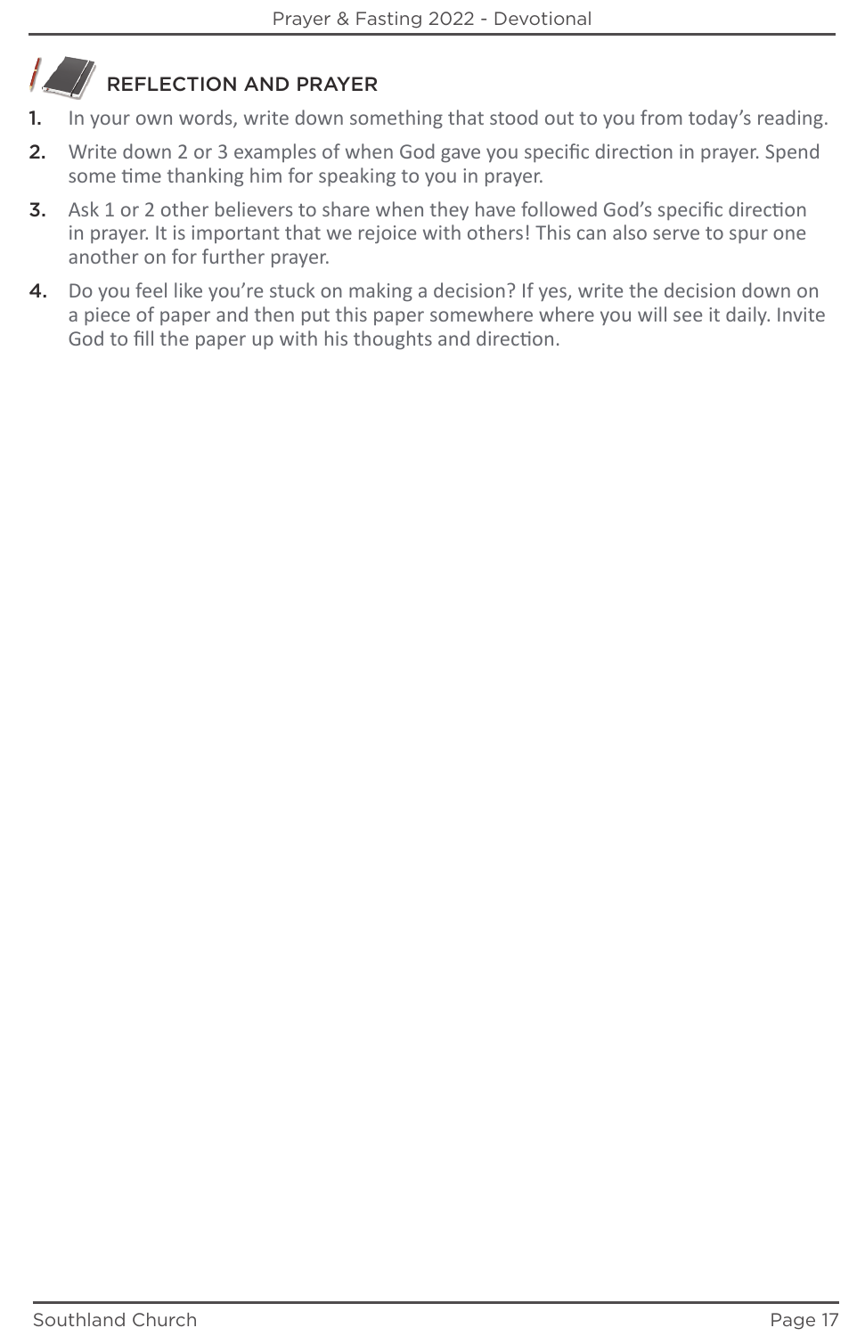## REFLECTION AND PRAYER

1. In your own words, write down something that stood out to you from today's reading.
2. Write down 2 or 3 examples of when God gave you specific direction in prayer. Spend some time thanking him for speaking to you in prayer.
3. Ask 1 or 2 other believers to share when they have followed God's specific direction in prayer. It is important that we rejoice with others! This can also serve to spur one another on for further prayer.
4. Do you feel like you're stuck on making a decision? If yes, write the decision down on a piece of paper and then put this paper somewhere where you will see it daily. Invite God to fill the paper up with his thoughts and direction.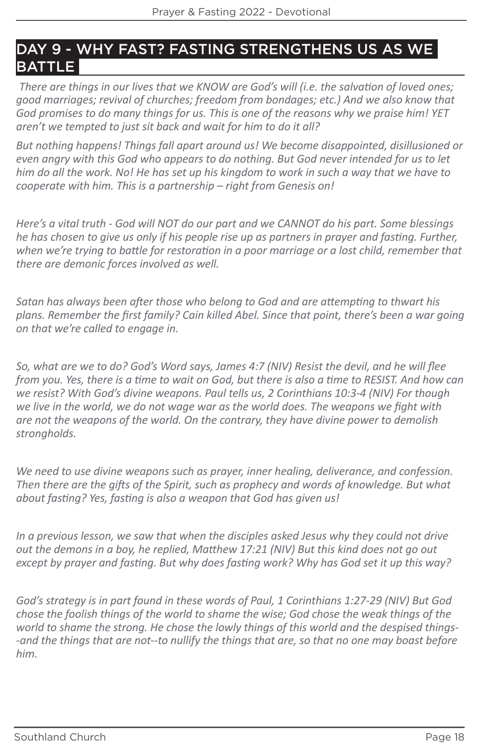## DAY 9 - WHY FAST? FASTING STRENGTHENS US AS WE BATTLE

*There are things in our lives that we KNOW are God's will (i.e. the salvation of loved ones; good marriages; revival of churches; freedom from bondages; etc.) And we also know that God promises to do many things for us. This is one of the reasons why we praise him! YET aren't we tempted to just sit back and wait for him to do it all?*

*But nothing happens! Things fall apart around us! We become disappointed, disillusioned or even angry with this God who appears to do nothing. But God never intended for us to let him do all the work. No! He has set up his kingdom to work in such a way that we have to cooperate with him. This is a partnership – right from Genesis on!*

*Here's a vital truth - God will NOT do our part and we CANNOT do his part. Some blessings he has chosen to give us only if his people rise up as partners in prayer and fasting. Further, when we're trying to battle for restoration in a poor marriage or a lost child, remember that there are demonic forces involved as well.*

*Satan has always been after those who belong to God and are attempting to thwart his plans. Remember the first family? Cain killed Abel. Since that point, there's been a war going on that we're called to engage in.*

*So, what are we to do? God's Word says, James 4:7 (NIV) Resist the devil, and he will flee from you. Yes, there is a time to wait on God, but there is also a time to RESIST. And how can we resist? With God's divine weapons. Paul tells us, 2 Corinthians 10:3-4 (NIV) For though we live in the world, we do not wage war as the world does. The weapons we fight with are not the weapons of the world. On the contrary, they have divine power to demolish strongholds.*

*We need to use divine weapons such as prayer, inner healing, deliverance, and confession. Then there are the gifts of the Spirit, such as prophecy and words of knowledge. But what about fasting? Yes, fasting is also a weapon that God has given us!*

*In a previous lesson, we saw that when the disciples asked Jesus why they could not drive out the demons in a boy, he replied, Matthew 17:21 (NIV) But this kind does not go out except by prayer and fasting. But why does fasting work? Why has God set it up this way?*

*God's strategy is in part found in these words of Paul, 1 Corinthians 1:27-29 (NIV) But God chose the foolish things of the world to shame the wise; God chose the weak things of the world to shame the strong. He chose the lowly things of this world and the despised things--and the things that are not--to nullify the things that are, so that no one may boast before him.*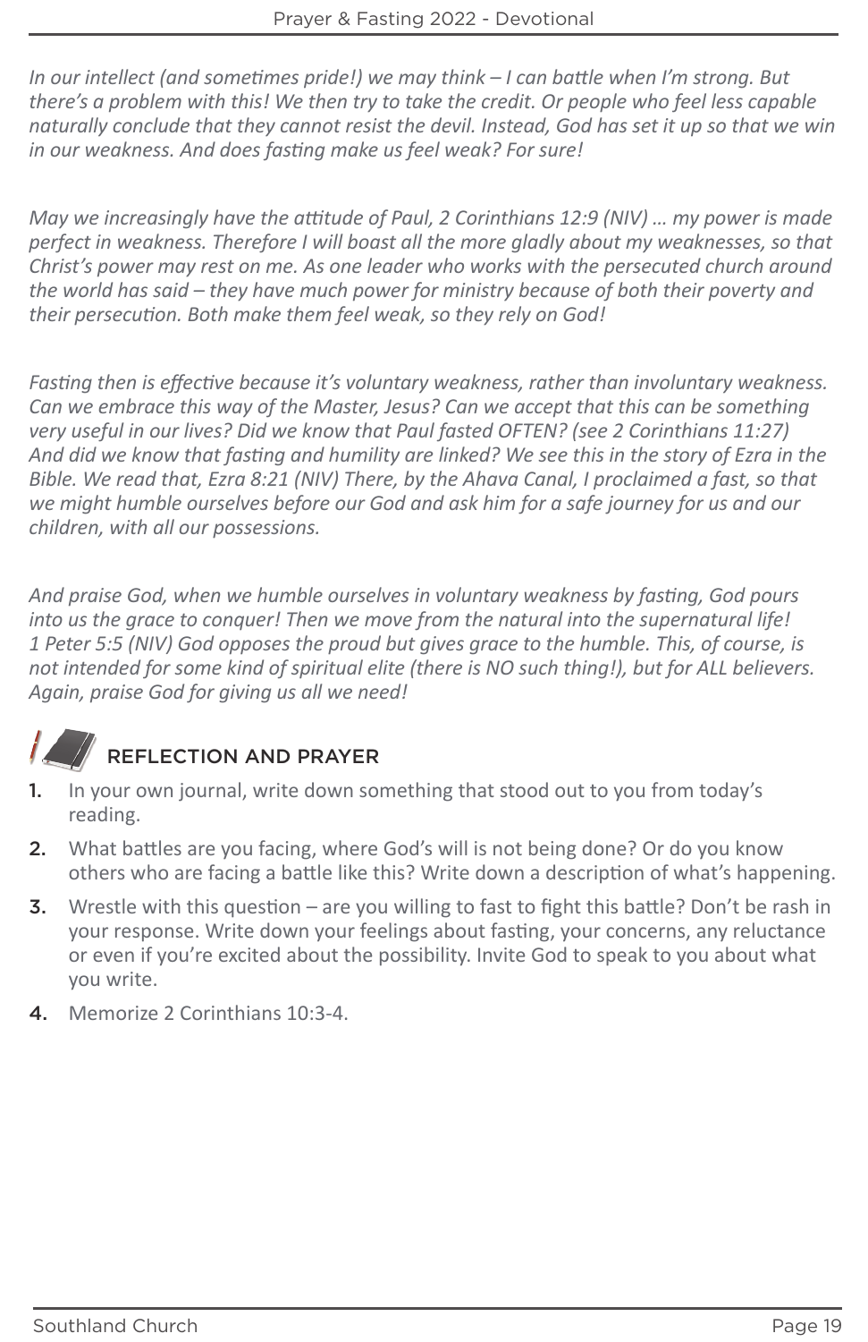*In our intellect (and sometimes pride!) we may think – I can battle when I'm strong. But there's a problem with this! We then try to take the credit. Or people who feel less capable naturally conclude that they cannot resist the devil. Instead, God has set it up so that we win in our weakness. And does fasting make us feel weak? For sure!*

*May we increasingly have the attitude of Paul, 2 Corinthians 12:9 (NIV) … my power is made perfect in weakness. Therefore I will boast all the more gladly about my weaknesses, so that Christ's power may rest on me. As one leader who works with the persecuted church around the world has said – they have much power for ministry because of both their poverty and their persecution. Both make them feel weak, so they rely on God!*

*Fasting then is effective because it's voluntary weakness, rather than involuntary weakness. Can we embrace this way of the Master, Jesus? Can we accept that this can be something very useful in our lives? Did we know that Paul fasted OFTEN? (see 2 Corinthians 11:27) And did we know that fasting and humility are linked? We see this in the story of Ezra in the Bible. We read that, Ezra 8:21 (NIV) There, by the Ahava Canal, I proclaimed a fast, so that we might humble ourselves before our God and ask him for a safe journey for us and our children, with all our possessions.*

*And praise God, when we humble ourselves in voluntary weakness by fasting, God pours into us the grace to conquer! Then we move from the natural into the supernatural life! 1 Peter 5:5 (NIV) God opposes the proud but gives grace to the humble. This, of course, is not intended for some kind of spiritual elite (there is NO such thing!), but for ALL believers. Again, praise God for giving us all we need!*

## REFLECTION AND PRAYER

1. In your own journal, write down something that stood out to you from today's reading.
2. What battles are you facing, where God's will is not being done? Or do you know others who are facing a battle like this? Write down a description of what's happening.
3. Wrestle with this question – are you willing to fast to fight this battle? Don't be rash in your response. Write down your feelings about fasting, your concerns, any reluctance or even if you're excited about the possibility. Invite God to speak to you about what you write.
4. Memorize 2 Corinthians 10:3-4.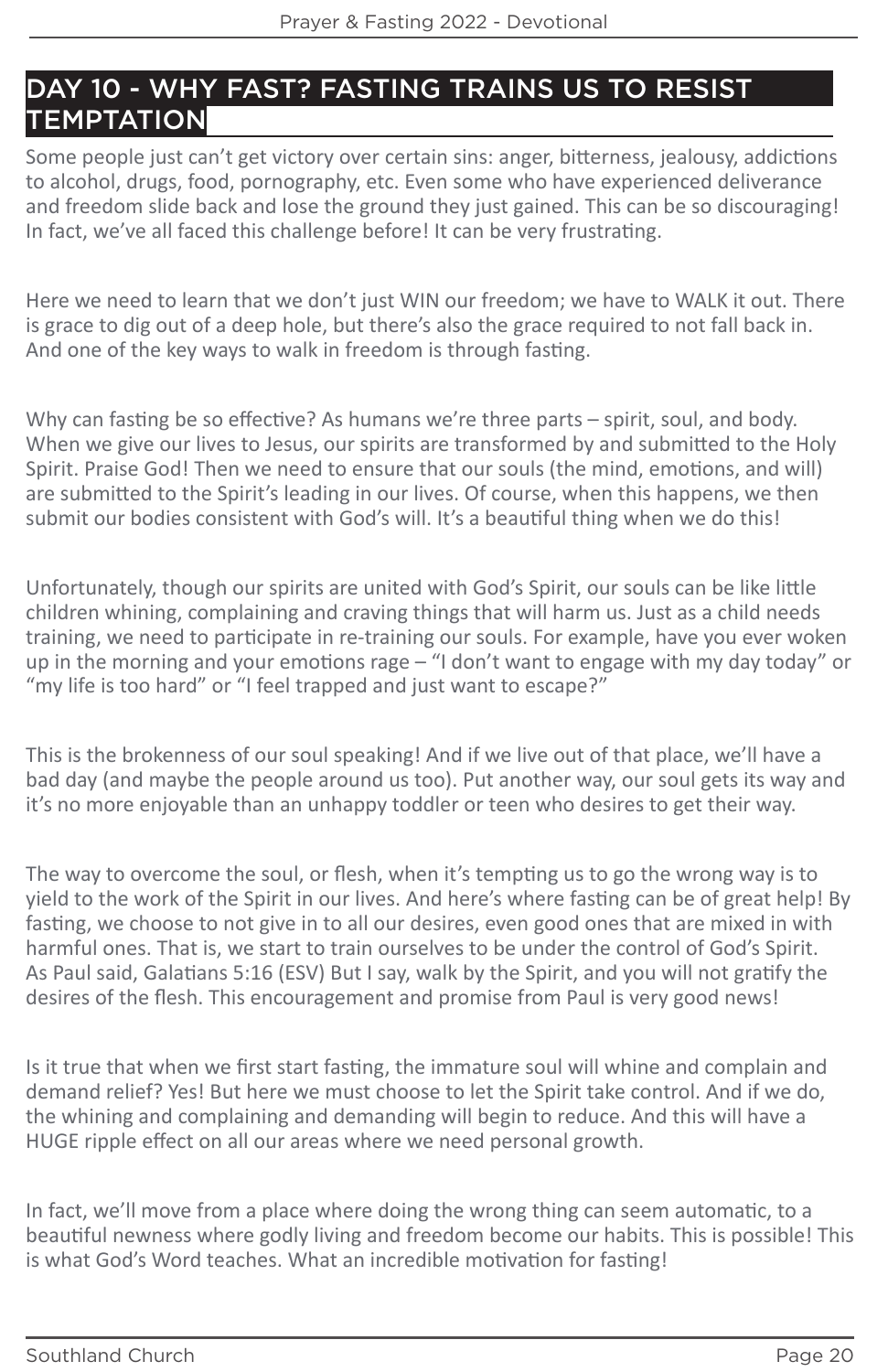## DAY 10 - WHY FAST? FASTING TRAINS US TO RESIST TEMPTATION

Some people just can't get victory over certain sins: anger, bitterness, jealousy, addictions to alcohol, drugs, food, pornography, etc. Even some who have experienced deliverance and freedom slide back and lose the ground they just gained. This can be so discouraging! In fact, we've all faced this challenge before! It can be very frustrating.

Here we need to learn that we don't just WIN our freedom; we have to WALK it out. There is grace to dig out of a deep hole, but there's also the grace required to not fall back in. And one of the key ways to walk in freedom is through fasting.

Why can fasting be so effective? As humans we're three parts – spirit, soul, and body. When we give our lives to Jesus, our spirits are transformed by and submitted to the Holy Spirit. Praise God! Then we need to ensure that our souls (the mind, emotions, and will) are submitted to the Spirit's leading in our lives. Of course, when this happens, we then submit our bodies consistent with God's will. It's a beautiful thing when we do this!

Unfortunately, though our spirits are united with God's Spirit, our souls can be like little children whining, complaining and craving things that will harm us. Just as a child needs training, we need to participate in re-training our souls. For example, have you ever woken up in the morning and your emotions rage – "I don't want to engage with my day today" or "my life is too hard" or "I feel trapped and just want to escape?"

This is the brokenness of our soul speaking! And if we live out of that place, we'll have a bad day (and maybe the people around us too). Put another way, our soul gets its way and it's no more enjoyable than an unhappy toddler or teen who desires to get their way.

The way to overcome the soul, or flesh, when it's tempting us to go the wrong way is to yield to the work of the Spirit in our lives. And here's where fasting can be of great help! By fasting, we choose to not give in to all our desires, even good ones that are mixed in with harmful ones. That is, we start to train ourselves to be under the control of God's Spirit. As Paul said, Galatians 5:16 (ESV) But I say, walk by the Spirit, and you will not gratify the desires of the flesh. This encouragement and promise from Paul is very good news!

Is it true that when we first start fasting, the immature soul will whine and complain and demand relief? Yes! But here we must choose to let the Spirit take control. And if we do, the whining and complaining and demanding will begin to reduce. And this will have a HUGE ripple effect on all our areas where we need personal growth.

In fact, we'll move from a place where doing the wrong thing can seem automatic, to a beautiful newness where godly living and freedom become our habits. This is possible! This is what God's Word teaches. What an incredible motivation for fasting!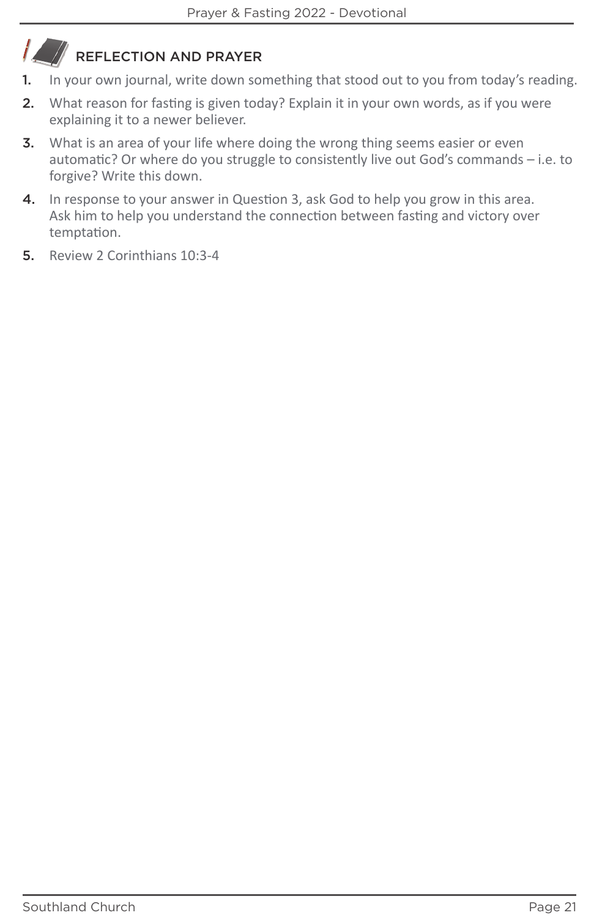## REFLECTION AND PRAYER

1. In your own journal, write down something that stood out to you from today's reading.
2. What reason for fasting is given today? Explain it in your own words, as if you were explaining it to a newer believer.
3. What is an area of your life where doing the wrong thing seems easier or even automatic? Or where do you struggle to consistently live out God's commands – i.e. to forgive? Write this down.
4. In response to your answer in Question 3, ask God to help you grow in this area. Ask him to help you understand the connection between fasting and victory over temptation.
5. Review 2 Corinthians 10:3-4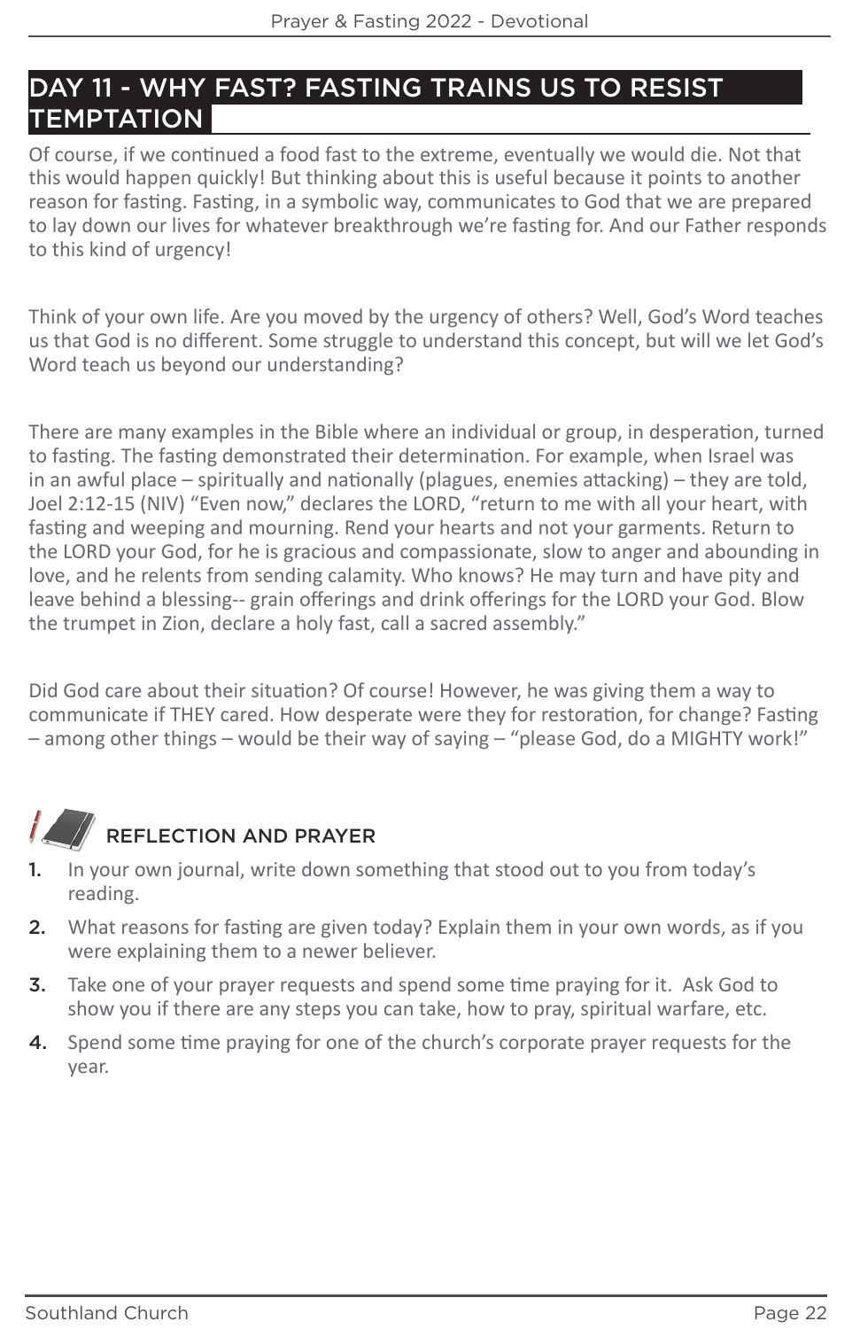## DAY 11 - WHY FAST? FASTING TRAINS US TO RESIST TEMPTATION

Of course, if we continued a food fast to the extreme, eventually we would die. Not that this would happen quickly! But thinking about this is useful because it points to another reason for fasting. Fasting, in a symbolic way, communicates to God that we are prepared to lay down our lives for whatever breakthrough we're fasting for. And our Father responds to this kind of urgency!

Think of your own life. Are you moved by the urgency of others? Well, God's Word teaches us that God is no different. Some struggle to understand this concept, but will we let God's Word teach us beyond our understanding?

There are many examples in the Bible where an individual or group, in desperation, turned to fasting. The fasting demonstrated their determination. For example, when Israel was in an awful place – spiritually and nationally (plagues, enemies attacking) – they are told, Joel 2:12-15 (NIV) "Even now," declares the LORD, "return to me with all your heart, with fasting and weeping and mourning. Rend your hearts and not your garments. Return to the LORD your God, for he is gracious and compassionate, slow to anger and abounding in love, and he relents from sending calamity. Who knows? He may turn and have pity and leave behind a blessing-- grain offerings and drink offerings for the LORD your God. Blow the trumpet in Zion, declare a holy fast, call a sacred assembly."

Did God care about their situation? Of course! However, he was giving them a way to communicate if THEY cared. How desperate were they for restoration, for change? Fasting – among other things – would be their way of saying – "please God, do a MIGHTY work!"

### REFLECTION AND PRAYER

1. In your own journal, write down something that stood out to you from today's reading.
2. What reasons for fasting are given today? Explain them in your own words, as if you were explaining them to a newer believer.
3. Take one of your prayer requests and spend some time praying for it. Ask God to show you if there are any steps you can take, how to pray, spiritual warfare, etc.
4. Spend some time praying for one of the church's corporate prayer requests for the year.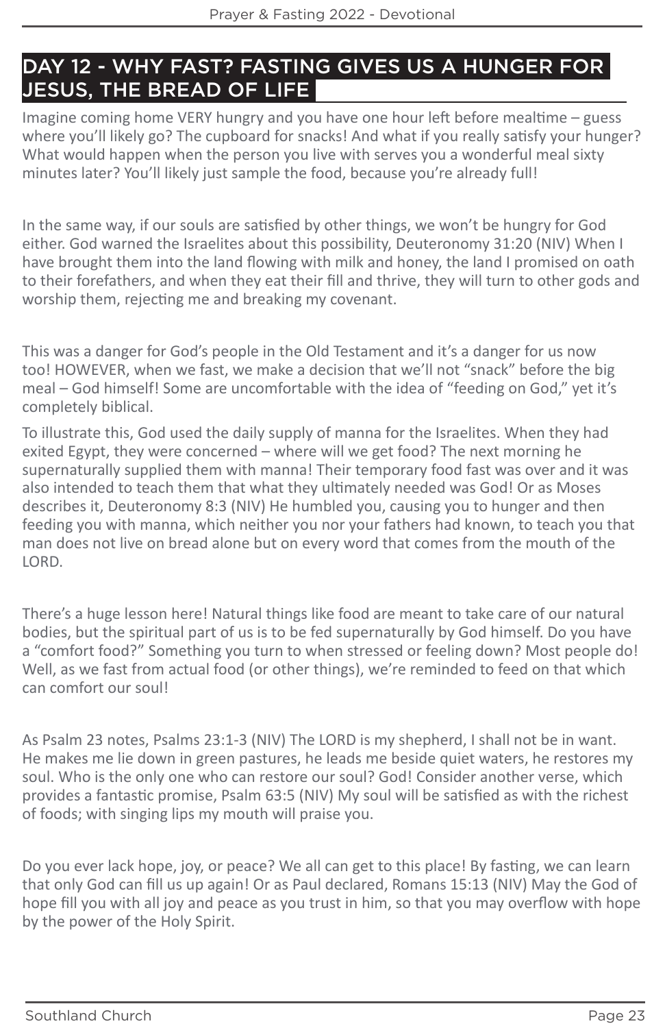## DAY 12 - WHY FAST? FASTING GIVES US A HUNGER FOR JESUS, THE BREAD OF LIFE

Imagine coming home VERY hungry and you have one hour left before mealtime – guess where you'll likely go? The cupboard for snacks! And what if you really satisfy your hunger? What would happen when the person you live with serves you a wonderful meal sixty minutes later? You'll likely just sample the food, because you're already full!

In the same way, if our souls are satisfied by other things, we won't be hungry for God either. God warned the Israelites about this possibility, Deuteronomy 31:20 (NIV) When I have brought them into the land flowing with milk and honey, the land I promised on oath to their forefathers, and when they eat their fill and thrive, they will turn to other gods and worship them, rejecting me and breaking my covenant.

This was a danger for God's people in the Old Testament and it's a danger for us now too! HOWEVER, when we fast, we make a decision that we'll not "snack" before the big meal – God himself! Some are uncomfortable with the idea of "feeding on God," yet it's completely biblical.

To illustrate this, God used the daily supply of manna for the Israelites. When they had exited Egypt, they were concerned – where will we get food? The next morning he supernaturally supplied them with manna! Their temporary food fast was over and it was also intended to teach them that what they ultimately needed was God! Or as Moses describes it, Deuteronomy 8:3 (NIV) He humbled you, causing you to hunger and then feeding you with manna, which neither you nor your fathers had known, to teach you that man does not live on bread alone but on every word that comes from the mouth of the LORD.

There's a huge lesson here! Natural things like food are meant to take care of our natural bodies, but the spiritual part of us is to be fed supernaturally by God himself. Do you have a "comfort food?" Something you turn to when stressed or feeling down? Most people do! Well, as we fast from actual food (or other things), we're reminded to feed on that which can comfort our soul!

As Psalm 23 notes, Psalms 23:1-3 (NIV) The LORD is my shepherd, I shall not be in want. He makes me lie down in green pastures, he leads me beside quiet waters, he restores my soul. Who is the only one who can restore our soul? God! Consider another verse, which provides a fantastic promise, Psalm 63:5 (NIV) My soul will be satisfied as with the richest of foods; with singing lips my mouth will praise you.

Do you ever lack hope, joy, or peace? We all can get to this place! By fasting, we can learn that only God can fill us up again! Or as Paul declared, Romans 15:13 (NIV) May the God of hope fill you with all joy and peace as you trust in him, so that you may overflow with hope by the power of the Holy Spirit.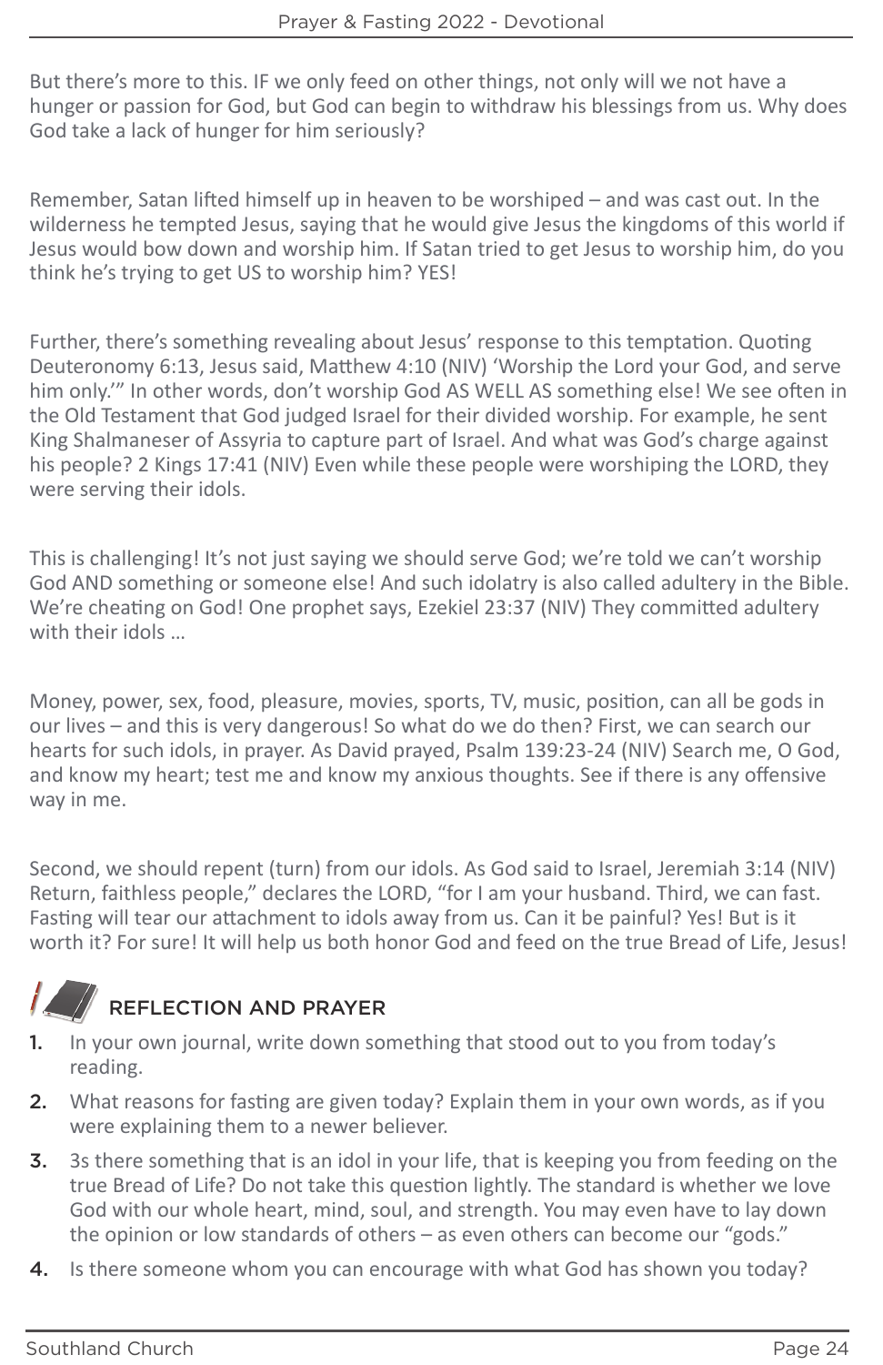But there's more to this. IF we only feed on other things, not only will we not have a hunger or passion for God, but God can begin to withdraw his blessings from us. Why does God take a lack of hunger for him seriously?

Remember, Satan lifted himself up in heaven to be worshiped – and was cast out. In the wilderness he tempted Jesus, saying that he would give Jesus the kingdoms of this world if Jesus would bow down and worship him. If Satan tried to get Jesus to worship him, do you think he's trying to get US to worship him? YES!

Further, there's something revealing about Jesus' response to this temptation. Quoting Deuteronomy 6:13, Jesus said, Matthew 4:10 (NIV) 'Worship the Lord your God, and serve him only.'" In other words, don't worship God AS WELL AS something else! We see often in the Old Testament that God judged Israel for their divided worship. For example, he sent King Shalmaneser of Assyria to capture part of Israel. And what was God's charge against his people? 2 Kings 17:41 (NIV) Even while these people were worshiping the LORD, they were serving their idols.

This is challenging! It's not just saying we should serve God; we're told we can't worship God AND something or someone else! And such idolatry is also called adultery in the Bible. We're cheating on God! One prophet says, Ezekiel 23:37 (NIV) They committed adultery with their idols …

Money, power, sex, food, pleasure, movies, sports, TV, music, position, can all be gods in our lives – and this is very dangerous! So what do we do then? First, we can search our hearts for such idols, in prayer. As David prayed, Psalm 139:23-24 (NIV) Search me, O God, and know my heart; test me and know my anxious thoughts. See if there is any offensive way in me.

Second, we should repent (turn) from our idols. As God said to Israel, Jeremiah 3:14 (NIV) Return, faithless people," declares the LORD, "for I am your husband. Third, we can fast. Fasting will tear our attachment to idols away from us. Can it be painful? Yes! But is it worth it? For sure! It will help us both honor God and feed on the true Bread of Life, Jesus!

## REFLECTION AND PRAYER

1. In your own journal, write down something that stood out to you from today's reading.
2. What reasons for fasting are given today? Explain them in your own words, as if you were explaining them to a newer believer.
3. 3s there something that is an idol in your life, that is keeping you from feeding on the true Bread of Life? Do not take this question lightly. The standard is whether we love God with our whole heart, mind, soul, and strength. You may even have to lay down the opinion or low standards of others – as even others can become our "gods."
4. Is there someone whom you can encourage with what God has shown you today?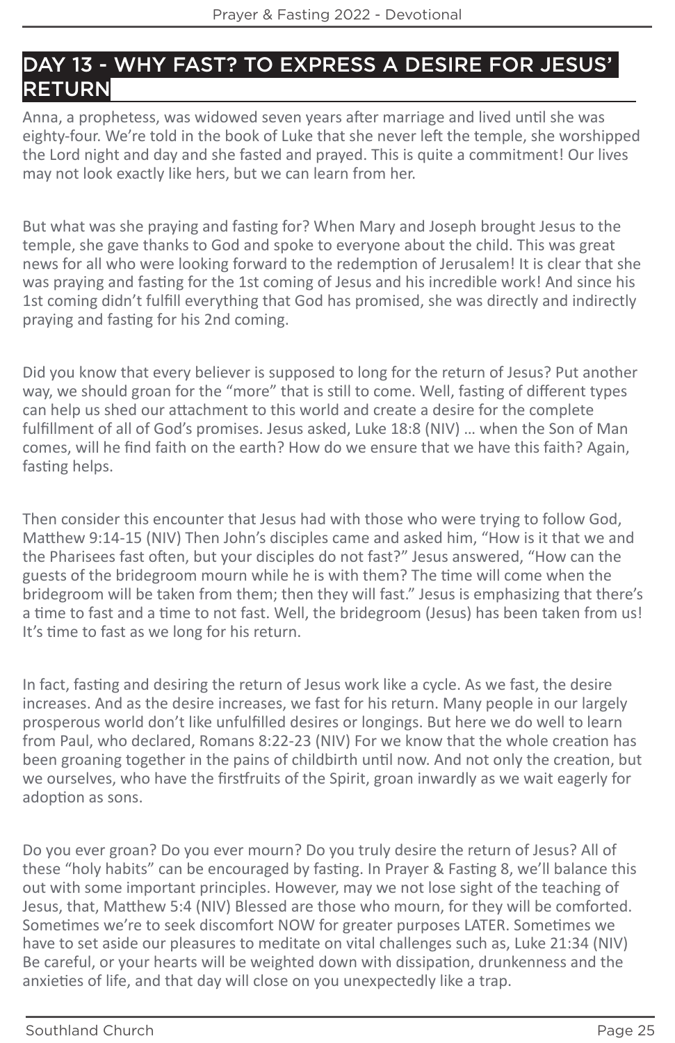## DAY 13 - WHY FAST? TO EXPRESS A DESIRE FOR JESUS' RETURN

Anna, a prophetess, was widowed seven years after marriage and lived until she was eighty-four. We're told in the book of Luke that she never left the temple, she worshipped the Lord night and day and she fasted and prayed. This is quite a commitment! Our lives may not look exactly like hers, but we can learn from her.

But what was she praying and fasting for? When Mary and Joseph brought Jesus to the temple, she gave thanks to God and spoke to everyone about the child. This was great news for all who were looking forward to the redemption of Jerusalem! It is clear that she was praying and fasting for the 1st coming of Jesus and his incredible work! And since his 1st coming didn't fulfill everything that God has promised, she was directly and indirectly praying and fasting for his 2nd coming.

Did you know that every believer is supposed to long for the return of Jesus? Put another way, we should groan for the "more" that is still to come. Well, fasting of different types can help us shed our attachment to this world and create a desire for the complete fulfillment of all of God's promises. Jesus asked, Luke 18:8 (NIV) … when the Son of Man comes, will he find faith on the earth? How do we ensure that we have this faith? Again, fasting helps.

Then consider this encounter that Jesus had with those who were trying to follow God, Matthew 9:14-15 (NIV) Then John's disciples came and asked him, "How is it that we and the Pharisees fast often, but your disciples do not fast?" Jesus answered, "How can the guests of the bridegroom mourn while he is with them? The time will come when the bridegroom will be taken from them; then they will fast." Jesus is emphasizing that there's a time to fast and a time to not fast. Well, the bridegroom (Jesus) has been taken from us! It's time to fast as we long for his return.

In fact, fasting and desiring the return of Jesus work like a cycle. As we fast, the desire increases. And as the desire increases, we fast for his return. Many people in our largely prosperous world don't like unfulfilled desires or longings. But here we do well to learn from Paul, who declared, Romans 8:22-23 (NIV) For we know that the whole creation has been groaning together in the pains of childbirth until now. And not only the creation, but we ourselves, who have the firstfruits of the Spirit, groan inwardly as we wait eagerly for adoption as sons.

Do you ever groan? Do you ever mourn? Do you truly desire the return of Jesus? All of these "holy habits" can be encouraged by fasting. In Prayer & Fasting 8, we'll balance this out with some important principles. However, may we not lose sight of the teaching of Jesus, that, Matthew 5:4 (NIV) Blessed are those who mourn, for they will be comforted. Sometimes we're to seek discomfort NOW for greater purposes LATER. Sometimes we have to set aside our pleasures to meditate on vital challenges such as, Luke 21:34 (NIV) Be careful, or your hearts will be weighted down with dissipation, drunkenness and the anxieties of life, and that day will close on you unexpectedly like a trap.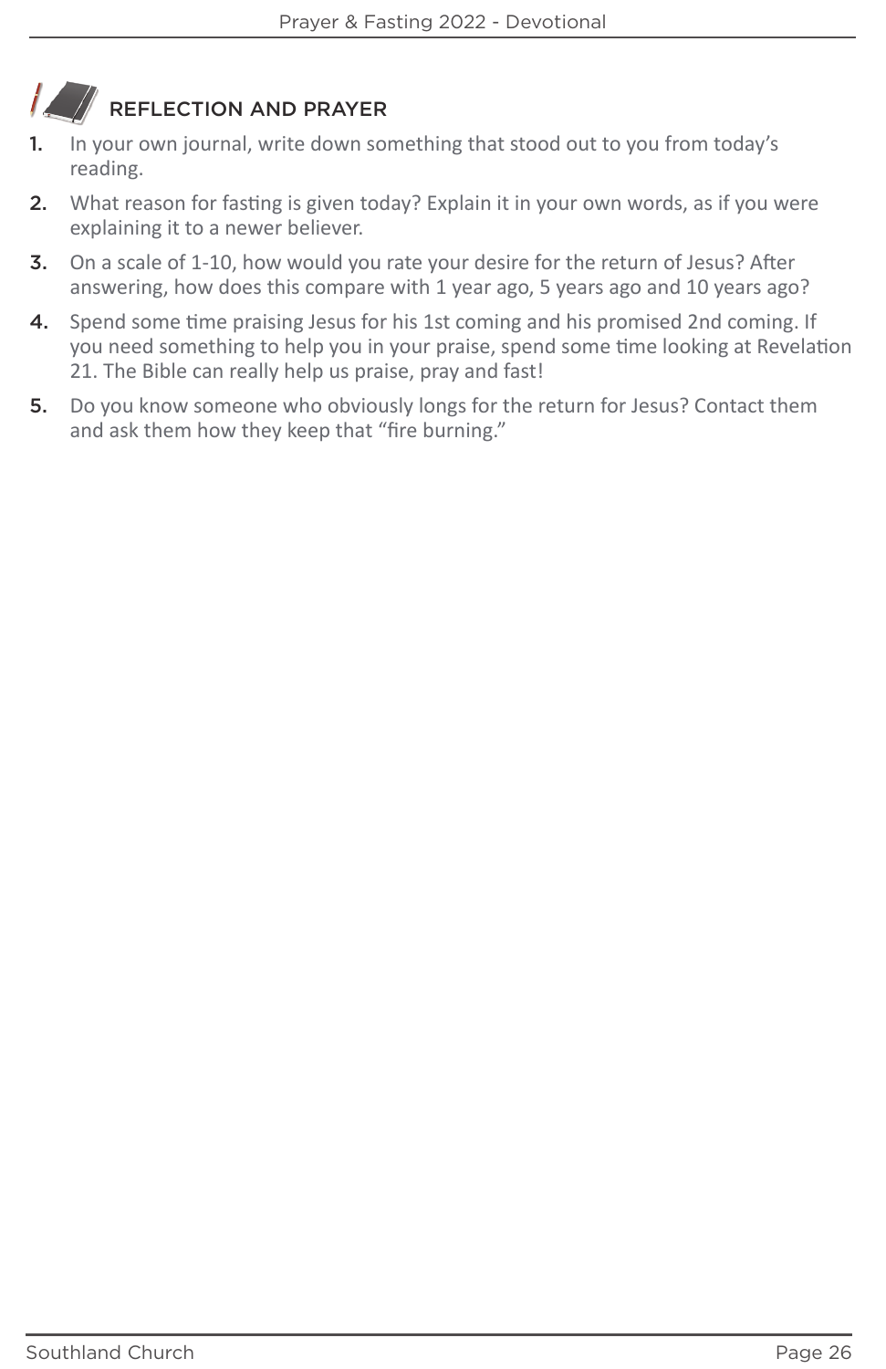## REFLECTION AND PRAYER

1. In your own journal, write down something that stood out to you from today's reading.
2. What reason for fasting is given today? Explain it in your own words, as if you were explaining it to a newer believer.
3. On a scale of 1-10, how would you rate your desire for the return of Jesus? After answering, how does this compare with 1 year ago, 5 years ago and 10 years ago?
4. Spend some time praising Jesus for his 1st coming and his promised 2nd coming. If you need something to help you in your praise, spend some time looking at Revelation 21. The Bible can really help us praise, pray and fast!
5. Do you know someone who obviously longs for the return for Jesus? Contact them and ask them how they keep that "fire burning."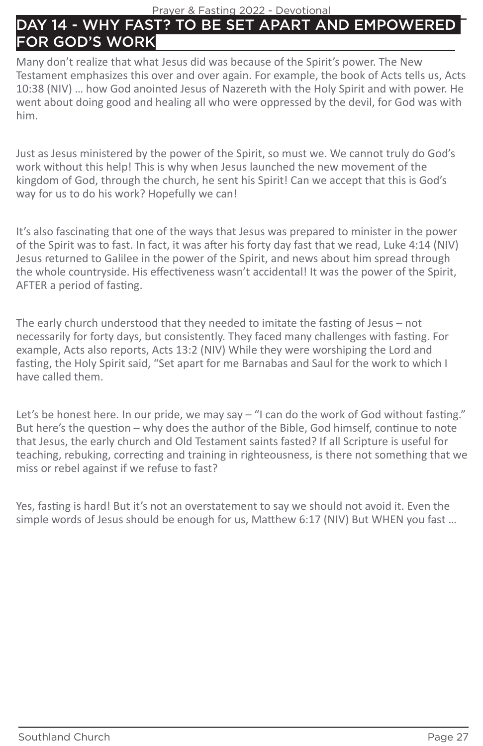# DAY 14 - WHY FAST? TO BE SET APART AND EMPOWERED FOR GOD'S WORK

Many don't realize that what Jesus did was because of the Spirit's power. The New Testament emphasizes this over and over again. For example, the book of Acts tells us, Acts 10:38 (NIV) … how God anointed Jesus of Nazereth with the Holy Spirit and with power. He went about doing good and healing all who were oppressed by the devil, for God was with him.

Just as Jesus ministered by the power of the Spirit, so must we. We cannot truly do God's work without this help! This is why when Jesus launched the new movement of the kingdom of God, through the church, he sent his Spirit! Can we accept that this is God's way for us to do his work? Hopefully we can!

It's also fascinating that one of the ways that Jesus was prepared to minister in the power of the Spirit was to fast. In fact, it was after his forty day fast that we read, Luke 4:14 (NIV) Jesus returned to Galilee in the power of the Spirit, and news about him spread through the whole countryside. His effectiveness wasn't accidental! It was the power of the Spirit, AFTER a period of fasting.

The early church understood that they needed to imitate the fasting of Jesus – not necessarily for forty days, but consistently. They faced many challenges with fasting. For example, Acts also reports, Acts 13:2 (NIV) While they were worshiping the Lord and fasting, the Holy Spirit said, "Set apart for me Barnabas and Saul for the work to which I have called them.

Let's be honest here. In our pride, we may say – "I can do the work of God without fasting." But here's the question – why does the author of the Bible, God himself, continue to note that Jesus, the early church and Old Testament saints fasted? If all Scripture is useful for teaching, rebuking, correcting and training in righteousness, is there not something that we miss or rebel against if we refuse to fast?

Yes, fasting is hard! But it's not an overstatement to say we should not avoid it. Even the simple words of Jesus should be enough for us, Matthew 6:17 (NIV) But WHEN you fast …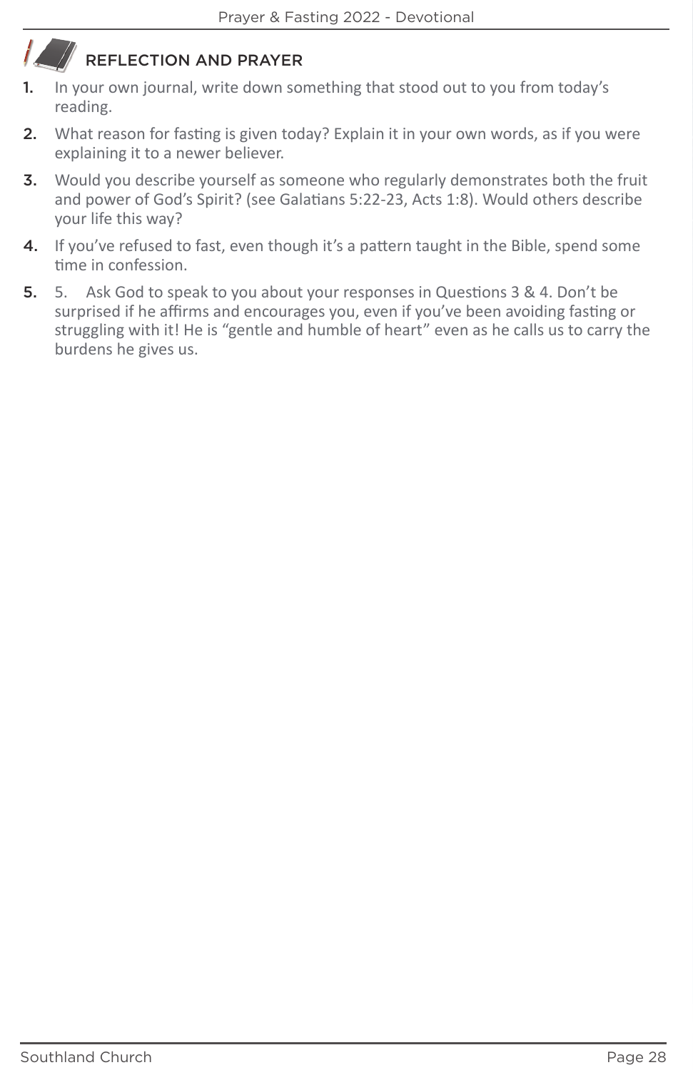## REFLECTION AND PRAYER

1. In your own journal, write down something that stood out to you from today's reading.
2. What reason for fasting is given today? Explain it in your own words, as if you were explaining it to a newer believer.
3. Would you describe yourself as someone who regularly demonstrates both the fruit and power of God's Spirit? (see Galatians 5:22-23, Acts 1:8). Would others describe your life this way?
4. If you've refused to fast, even though it's a pattern taught in the Bible, spend some time in confession.
5. 5. Ask God to speak to you about your responses in Questions 3 & 4. Don't be surprised if he affirms and encourages you, even if you've been avoiding fasting or struggling with it! He is "gentle and humble of heart" even as he calls us to carry the burdens he gives us.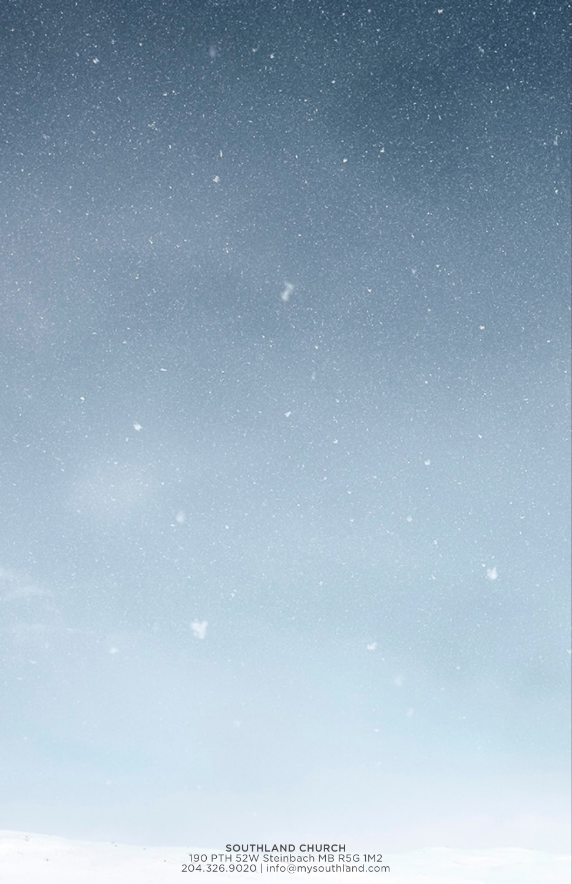**SOUTHLAND CHURCH**
190 PTH 52W Steinbach MB R5G 1M2
204.326.9020 | info@mysouthland.com